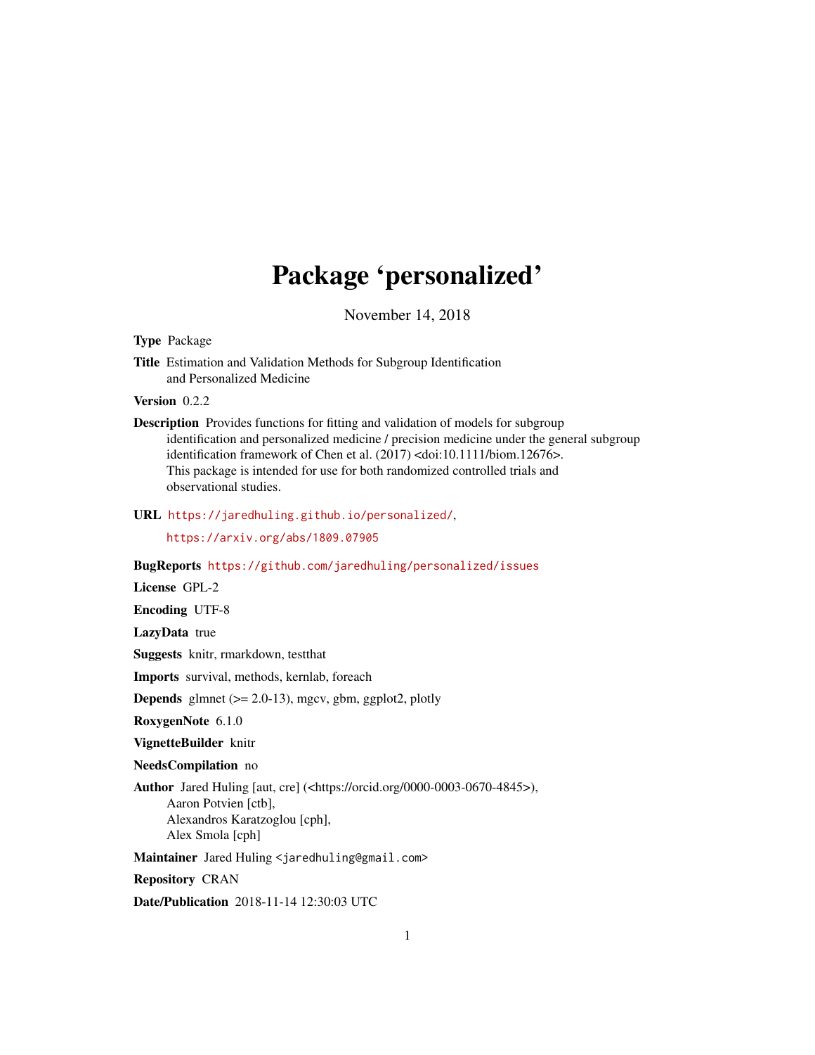# Package 'personalized'

November 14, 2018

**Type** Package

**Title** Estimation and Validation Methods for Subgroup Identification and Personalized Medicine

**Version** 0.2.2

**Description** Provides functions for fitting and validation of models for subgroup identification and personalized medicine / precision medicine under the general subgroup identification framework of Chen et al. (2017) <doi:10.1111/biom.12676>. This package is intended for use for both randomized controlled trials and observational studies.

**URL** https://jaredhuling.github.io/personalized/, https://arxiv.org/abs/1809.07905

**BugReports** https://github.com/jaredhuling/personalized/issues

**License** GPL-2

**Encoding** UTF-8

**LazyData** true

**Suggests** knitr, rmarkdown, testthat

**Imports** survival, methods, kernlab, foreach

**Depends** glmnet (>= 2.0-13), mgcv, gbm, ggplot2, plotly

**RoxygenNote** 6.1.0

**VignetteBuilder** knitr

**NeedsCompilation** no

**Author** Jared Huling [aut, cre] (<https://orcid.org/0000-0003-0670-4845>), Aaron Potvien [ctb], Alexandros Karatzoglou [cph], Alex Smola [cph]

**Maintainer** Jared Huling <jaredhuling@gmail.com>

**Repository** CRAN

**Date/Publication** 2018-11-14 12:30:03 UTC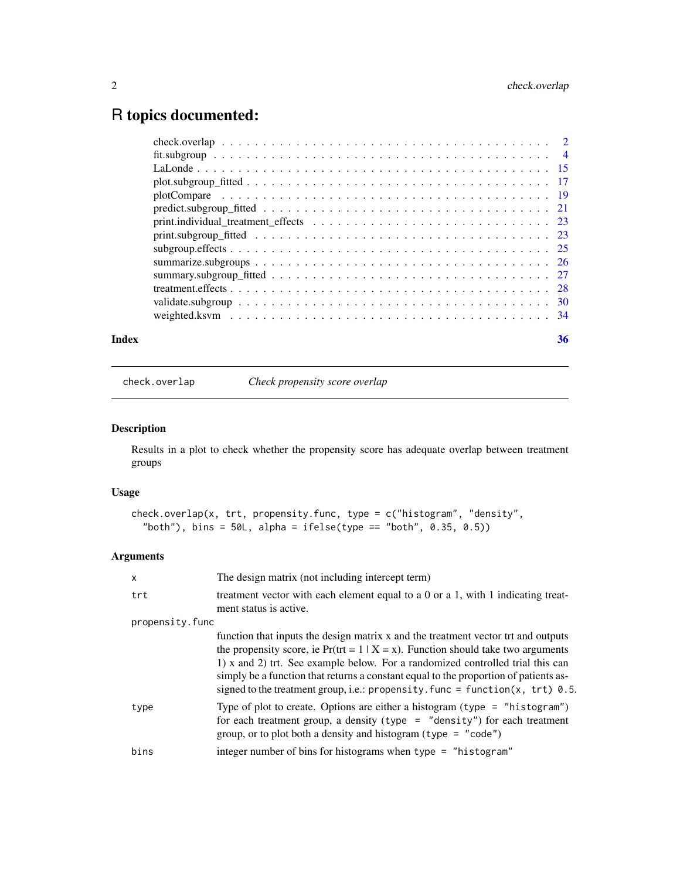# R topics documented:

| | |
|---|---|
| check.overlap | 2 |
| fit.subgroup | 4 |
| LaLonde | 15 |
| plot.subgroup_fitted | 17 |
| plotCompare | 19 |
| predict.subgroup_fitted | 21 |
| print.individual_treatment_effects | 23 |
| print.subgroup_fitted | 23 |
| subgroup.effects | 25 |
| summarize.subgroups | 26 |
| summary.subgroup_fitted | 27 |
| treatment.effects | 28 |
| validate.subgroup | 30 |
| weighted.ksvm | 34 |
| **Index** | **36** |

---

`check.overlap` *Check propensity score overlap*

---

## Description

Results in a plot to check whether the propensity score has adequate overlap between treatment groups

## Usage

```
check.overlap(x, trt, propensity.func, type = c("histogram", "density",
  "both"), bins = 50L, alpha = ifelse(type == "both", 0.35, 0.5))
```

## Arguments

| | |
|---|---|
| `x` | The design matrix (not including intercept term) |
| `trt` | treatment vector with each element equal to a 0 or a 1, with 1 indicating treatment status is active. |
| `propensity.func` | function that inputs the design matrix x and the treatment vector trt and outputs the propensity score, ie Pr(trt = 1 \| X = x). Function should take two arguments 1) x and 2) trt. See example below. For a randomized controlled trial this can simply be a function that returns a constant equal to the proportion of patients assigned to the treatment group, i.e.: `propensity.func = function(x, trt) 0.5`. |
| `type` | Type of plot to create. Options are either a histogram (`type = "histogram"`) for each treatment group, a density (`type = "density"`) for each treatment group, or to plot both a density and histogram (`type = "code"`) |
| `bins` | integer number of bins for histograms when `type = "histogram"` |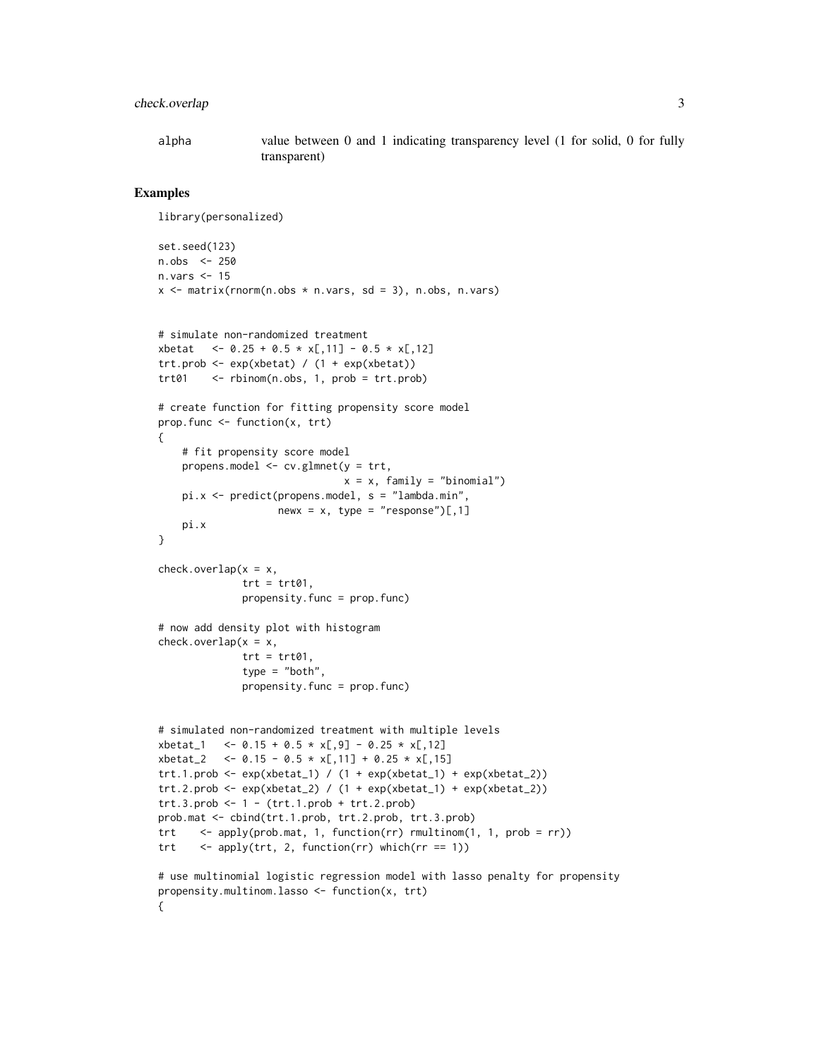alpha value between 0 and 1 indicating transparency level (1 for solid, 0 for fully transparent)

## Examples

```
library(personalized)

set.seed(123)
n.obs  <- 250
n.vars <- 15
x <- matrix(rnorm(n.obs * n.vars, sd = 3), n.obs, n.vars)


# simulate non-randomized treatment
xbetat   <- 0.25 + 0.5 * x[,11] - 0.5 * x[,12]
trt.prob <- exp(xbetat) / (1 + exp(xbetat))
trt01    <- rbinom(n.obs, 1, prob = trt.prob)

# create function for fitting propensity score model
prop.func <- function(x, trt)
{
    # fit propensity score model
    propens.model <- cv.glmnet(y = trt,
                               x = x, family = "binomial")
    pi.x <- predict(propens.model, s = "lambda.min",
                    newx = x, type = "response")[,1]
    pi.x
}

check.overlap(x = x,
              trt = trt01,
              propensity.func = prop.func)

# now add density plot with histogram
check.overlap(x = x,
              trt = trt01,
              type = "both",
              propensity.func = prop.func)


# simulated non-randomized treatment with multiple levels
xbetat_1   <- 0.15 + 0.5 * x[,9] - 0.25 * x[,12]
xbetat_2   <- 0.15 - 0.5 * x[,11] + 0.25 * x[,15]
trt.1.prob <- exp(xbetat_1) / (1 + exp(xbetat_1) + exp(xbetat_2))
trt.2.prob <- exp(xbetat_2) / (1 + exp(xbetat_1) + exp(xbetat_2))
trt.3.prob <- 1 - (trt.1.prob + trt.2.prob)
prob.mat <- cbind(trt.1.prob, trt.2.prob, trt.3.prob)
trt    <- apply(prob.mat, 1, function(rr) rmultinom(1, 1, prob = rr))
trt    <- apply(trt, 2, function(rr) which(rr == 1))

# use multinomial logistic regression model with lasso penalty for propensity
propensity.multinom.lasso <- function(x, trt)
{
```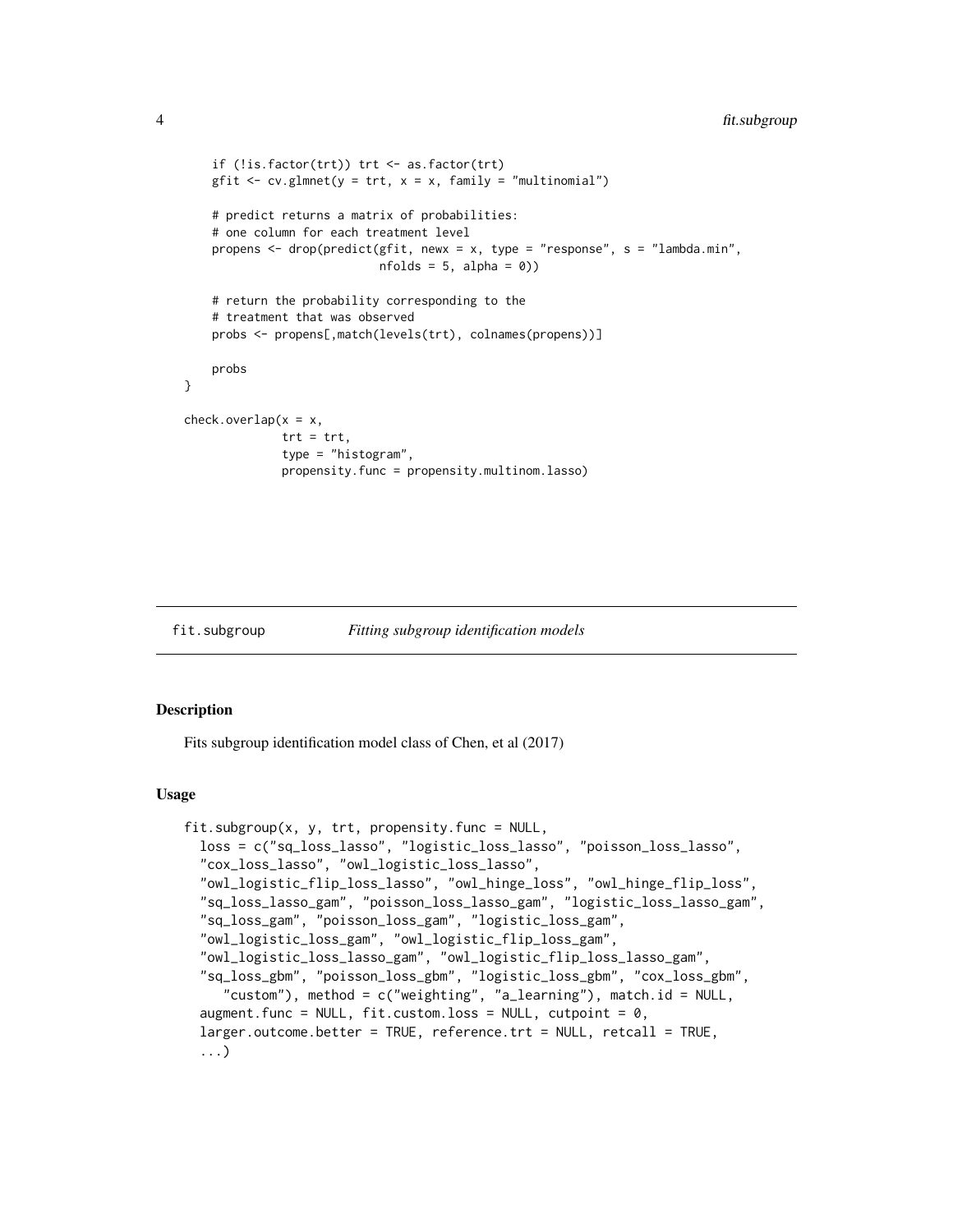```
    if (!is.factor(trt)) trt <- as.factor(trt)
    gfit <- cv.glmnet(y = trt, x = x, family = "multinomial")

    # predict returns a matrix of probabilities:
    # one column for each treatment level
    propens <- drop(predict(gfit, newx = x, type = "response", s = "lambda.min",
                            nfolds = 5, alpha = 0))

    # return the probability corresponding to the
    # treatment that was observed
    probs <- propens[,match(levels(trt), colnames(propens))]

    probs
}

check.overlap(x = x,
              trt = trt,
              type = "histogram",
              propensity.func = propensity.multinom.lasso)
```

## fit.subgroup *Fitting subgroup identification models*

### Description

Fits subgroup identification model class of Chen, et al (2017)

### Usage

```
fit.subgroup(x, y, trt, propensity.func = NULL,
  loss = c("sq_loss_lasso", "logistic_loss_lasso", "poisson_loss_lasso",
  "cox_loss_lasso", "owl_logistic_loss_lasso",
  "owl_logistic_flip_loss_lasso", "owl_hinge_loss", "owl_hinge_flip_loss",
  "sq_loss_lasso_gam", "poisson_loss_lasso_gam", "logistic_loss_lasso_gam",
  "sq_loss_gam", "poisson_loss_gam", "logistic_loss_gam",
  "owl_logistic_loss_gam", "owl_logistic_flip_loss_gam",
  "owl_logistic_loss_lasso_gam", "owl_logistic_flip_loss_lasso_gam",
  "sq_loss_gbm", "poisson_loss_gbm", "logistic_loss_gbm", "cox_loss_gbm",
    "custom"), method = c("weighting", "a_learning"), match.id = NULL,
  augment.func = NULL, fit.custom.loss = NULL, cutpoint = 0,
  larger.outcome.better = TRUE, reference.trt = NULL, retcall = TRUE,
  ...)
```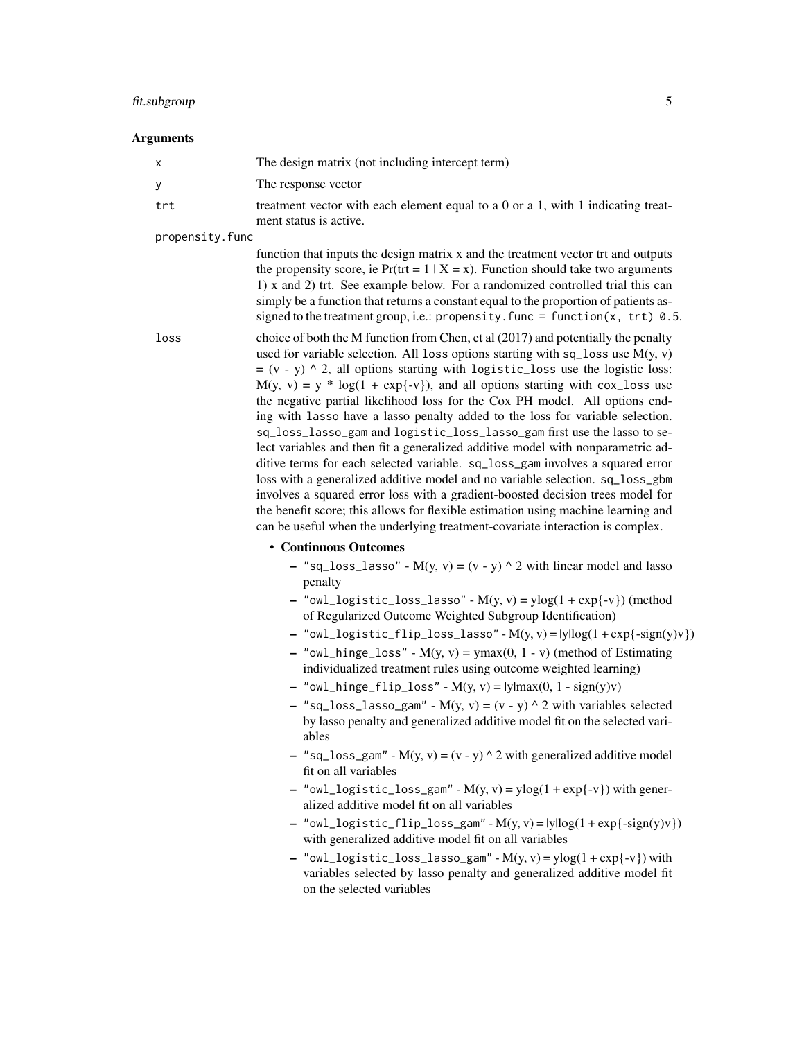### Arguments

**x** The design matrix (not including intercept term)

**y** The response vector

**trt** treatment vector with each element equal to a 0 or a 1, with 1 indicating treatment status is active.

**propensity.func** function that inputs the design matrix x and the treatment vector trt and outputs the propensity score, ie Pr(trt = 1 | X = x). Function should take two arguments 1) x and 2) trt. See example below. For a randomized controlled trial this can simply be a function that returns a constant equal to the proportion of patients assigned to the treatment group, i.e.: `propensity.func = function(x, trt) 0.5`.

**loss** choice of both the M function from Chen, et al (2017) and potentially the penalty used for variable selection. All `loss` options starting with `sq_loss` use M(y, v) = (v - y) ^ 2, all options starting with `logistic_loss` use the logistic loss: M(y, v) = y * log(1 + exp{-v}), and all options starting with `cox_loss` use the negative partial likelihood loss for the Cox PH model. All options ending with `lasso` have a lasso penalty added to the loss for variable selection. `sq_loss_lasso_gam` and `logistic_loss_lasso_gam` first use the lasso to select variables and then fit a generalized additive model with nonparametric additive terms for each selected variable. `sq_loss_gam` involves a squared error loss with a generalized additive model and no variable selection. `sq_loss_gbm` involves a squared error loss with a gradient-boosted decision trees model for the benefit score; this allows for flexible estimation using machine learning and can be useful when the underlying treatment-covariate interaction is complex.

- **Continuous Outcomes**
  - `"sq_loss_lasso"` - M(y, v) = (v - y) ^ 2 with linear model and lasso penalty
  - `"owl_logistic_loss_lasso"` - M(y, v) = ylog(1 + exp{-v}) (method of Regularized Outcome Weighted Subgroup Identification)
  - `"owl_logistic_flip_loss_lasso"` - M(y, v) = |y|log(1 + exp{-sign(y)v})
  - `"owl_hinge_loss"` - M(y, v) = ymax(0, 1 - v) (method of Estimating individualized treatment rules using outcome weighted learning)
  - `"owl_hinge_flip_loss"` - M(y, v) = |y|max(0, 1 - sign(y)v)
  - `"sq_loss_lasso_gam"` - M(y, v) = (v - y) ^ 2 with variables selected by lasso penalty and generalized additive model fit on the selected variables
  - `"sq_loss_gam"` - M(y, v) = (v - y) ^ 2 with generalized additive model fit on all variables
  - `"owl_logistic_loss_gam"` - M(y, v) = ylog(1 + exp{-v}) with generalized additive model fit on all variables
  - `"owl_logistic_flip_loss_gam"` - M(y, v) = |y|log(1 + exp{-sign(y)v}) with generalized additive model fit on all variables
  - `"owl_logistic_loss_lasso_gam"` - M(y, v) = ylog(1 + exp{-v}) with variables selected by lasso penalty and generalized additive model fit on the selected variables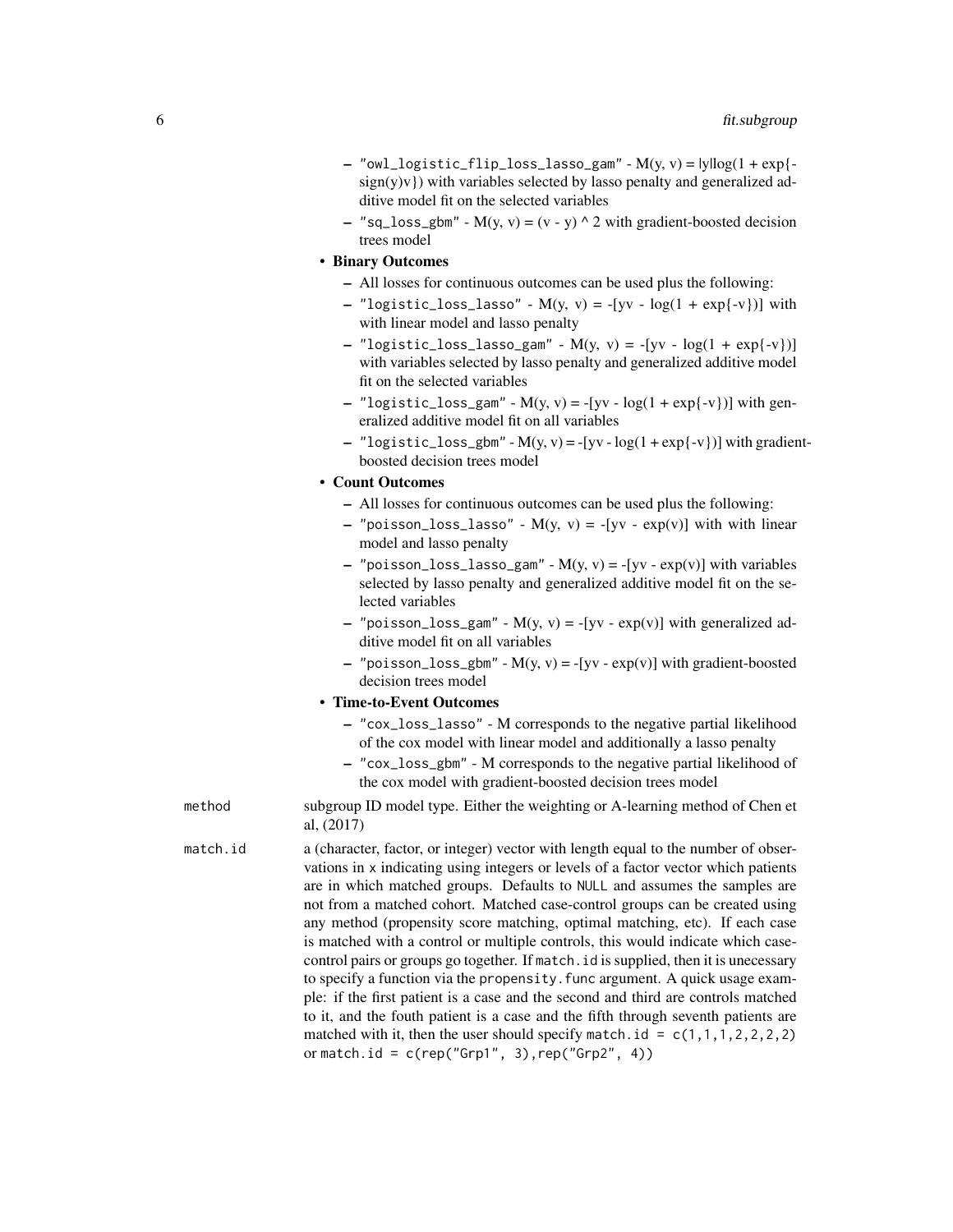- "owl_logistic_flip_loss_lasso_gam" - $M(y, v) = |y|\log(1 + \exp\{-\text{sign}(y)v\})$ with variables selected by lasso penalty and generalized additive model fit on the selected variables
- "sq_loss_gbm" - $M(y, v) = (v - y)^2$ with gradient-boosted decision trees model

- **Binary Outcomes**
  - All losses for continuous outcomes can be used plus the following:
  - "logistic_loss_lasso" - $M(y, v) = -[yv - \log(1 + \exp\{-v\})]$ with with linear model and lasso penalty
  - "logistic_loss_lasso_gam" - $M(y, v) = -[yv - \log(1 + \exp\{-v\})]$ with variables selected by lasso penalty and generalized additive model fit on the selected variables
  - "logistic_loss_gam" - $M(y, v) = -[yv - \log(1 + \exp\{-v\})]$ with generalized additive model fit on all variables
  - "logistic_loss_gbm" - $M(y, v) = -[yv - \log(1 + \exp\{-v\})]$ with gradient-boosted decision trees model

- **Count Outcomes**
  - All losses for continuous outcomes can be used plus the following:
  - "poisson_loss_lasso" - $M(y, v) = -[yv - \exp(v)]$ with with linear model and lasso penalty
  - "poisson_loss_lasso_gam" - $M(y, v) = -[yv - \exp(v)]$ with variables selected by lasso penalty and generalized additive model fit on the selected variables
  - "poisson_loss_gam" - $M(y, v) = -[yv - \exp(v)]$ with generalized additive model fit on all variables
  - "poisson_loss_gbm" - $M(y, v) = -[yv - \exp(v)]$ with gradient-boosted decision trees model

- **Time-to-Event Outcomes**
  - "cox_loss_lasso" - M corresponds to the negative partial likelihood of the cox model with linear model and additionally a lasso penalty
  - "cox_loss_gbm" - M corresponds to the negative partial likelihood of the cox model with gradient-boosted decision trees model

`method` subgroup ID model type. Either the weighting or A-learning method of Chen et al, (2017)

`match.id` a (character, factor, or integer) vector with length equal to the number of observations in `x` indicating using integers or levels of a factor vector which patients are in which matched groups. Defaults to `NULL` and assumes the samples are not from a matched cohort. Matched case-control groups can be created using any method (propensity score matching, optimal matching, etc). If each case is matched with a control or multiple controls, this would indicate which case-control pairs or groups go together. If `match.id` is supplied, then it is unecessary to specify a function via the `propensity.func` argument. A quick usage example: if the first patient is a case and the second and third are controls matched to it, and the fouth patient is a case and the fifth through seventh patients are matched with it, then the user should specify `match.id = c(1,1,1,2,2,2,2)` or `match.id = c(rep("Grp1", 3),rep("Grp2", 4))`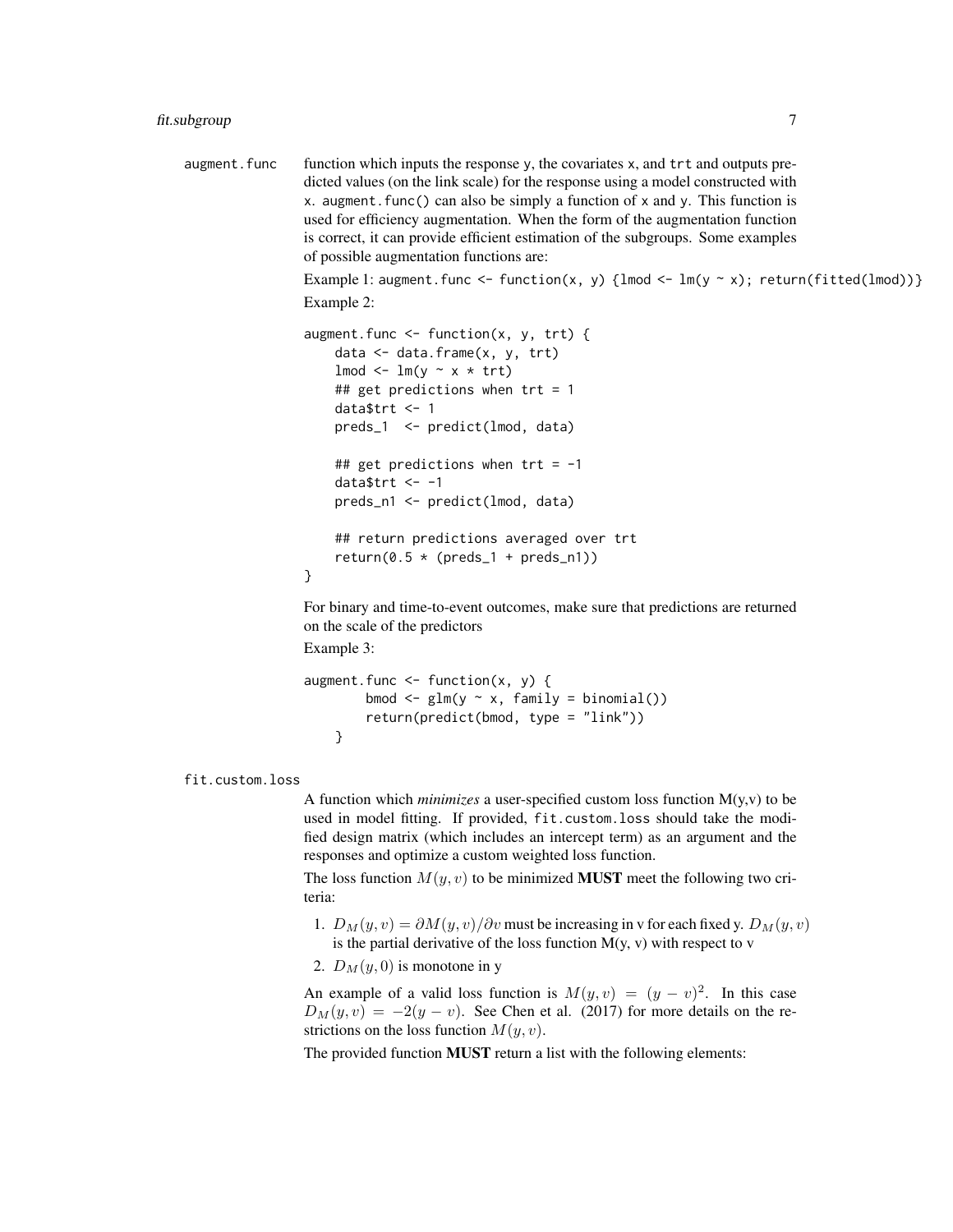augment.func
: function which inputs the response y, the covariates x, and trt and outputs predicted values (on the link scale) for the response using a model constructed with x. augment.func() can also be simply a function of x and y. This function is used for efficiency augmentation. When the form of the augmentation function is correct, it can provide efficient estimation of the subgroups. Some examples of possible augmentation functions are:

Example 1: `augment.func <- function(x, y) {lmod <- lm(y ~ x); return(fitted(lmod))}`

Example 2:

```
augment.func <- function(x, y, trt) {
    data <- data.frame(x, y, trt)
    lmod <- lm(y ~ x * trt)
    ## get predictions when trt = 1
    data$trt <- 1
    preds_1  <- predict(lmod, data)

    ## get predictions when trt = -1
    data$trt <- -1
    preds_n1 <- predict(lmod, data)

    ## return predictions averaged over trt
    return(0.5 * (preds_1 + preds_n1))
}
```

For binary and time-to-event outcomes, make sure that predictions are returned on the scale of the predictors

Example 3:

```
augment.func <- function(x, y) {
        bmod <- glm(y ~ x, family = binomial())
        return(predict(bmod, type = "link"))
    }
```

fit.custom.loss
: A function which *minimizes* a user-specified custom loss function M(y,v) to be used in model fitting. If provided, fit.custom.loss should take the modified design matrix (which includes an intercept term) as an argument and the responses and optimize a custom weighted loss function.

The loss function $M(y, v)$ to be minimized **MUST** meet the following two criteria:

1. $D_M(y, v) = \partial M(y, v)/\partial v$ must be increasing in v for each fixed y. $D_M(y, v)$ is the partial derivative of the loss function M(y, v) with respect to v
2. $D_M(y, 0)$ is monotone in y

An example of a valid loss function is $M(y, v) = (y - v)^2$. In this case $D_M(y, v) = -2(y - v)$. See Chen et al. (2017) for more details on the restrictions on the loss function $M(y, v)$.

The provided function **MUST** return a list with the following elements: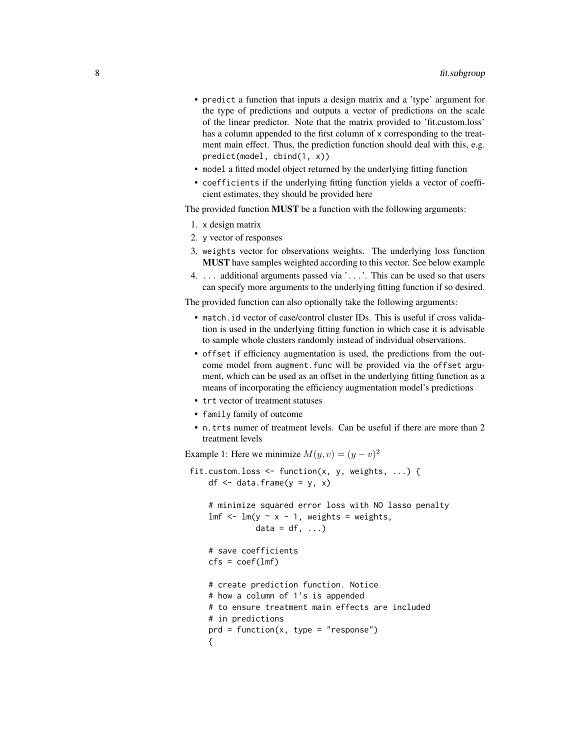- predict a function that inputs a design matrix and a 'type' argument for the type of predictions and outputs a vector of predictions on the scale of the linear predictor. Note that the matrix provided to 'fit.custom.loss' has a column appended to the first column of x corresponding to the treatment main effect. Thus, the prediction function should deal with this, e.g. predict(model, cbind(1, x))
- model a fitted model object returned by the underlying fitting function
- coefficients if the underlying fitting function yields a vector of coefficient estimates, they should be provided here

The provided function **MUST** be a function with the following arguments:

1. x design matrix
2. y vector of responses
3. weights vector for observations weights. The underlying loss function **MUST** have samples weighted according to this vector. See below example
4. ... additional arguments passed via '...'. This can be used so that users can specify more arguments to the underlying fitting function if so desired.

The provided function can also optionally take the following arguments:

- match.id vector of case/control cluster IDs. This is useful if cross validation is used in the underlying fitting function in which case it is advisable to sample whole clusters randomly instead of individual observations.
- offset if efficiency augmentation is used, the predictions from the outcome model from augment.func will be provided via the offset argument, which can be used as an offset in the underlying fitting function as a means of incorporating the efficiency augmentation model's predictions
- trt vector of treatment statuses
- family family of outcome
- n.trts numer of treatment levels. Can be useful if there are more than 2 treatment levels

Example 1: Here we minimize $M(y, v) = (y - v)^2$

```
fit.custom.loss <- function(x, y, weights, ...) {
    df <- data.frame(y = y, x)

    # minimize squared error loss with NO lasso penalty
    lmf <- lm(y ~ x - 1, weights = weights,
              data = df, ...)

    # save coefficients
    cfs = coef(lmf)

    # create prediction function. Notice
    # how a column of 1's is appended
    # to ensure treatment main effects are included
    # in predictions
    prd = function(x, type = "response")
    {
```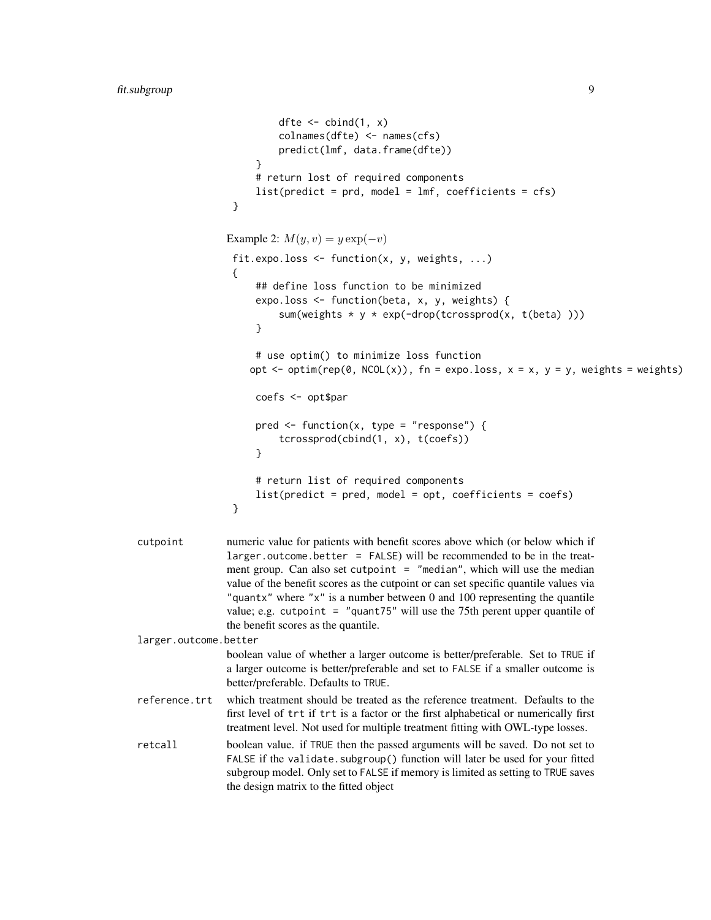```
        dfte <- cbind(1, x)
        colnames(dfte) <- names(cfs)
        predict(lmf, data.frame(dfte))
    }
    # return lost of required components
    list(predict = prd, model = lmf, coefficients = cfs)
}
```

Example 2: $M(y, v) = y \exp(-v)$

```
fit.expo.loss <- function(x, y, weights, ...)
{
    ## define loss function to be minimized
    expo.loss <- function(beta, x, y, weights) {
        sum(weights * y * exp(-drop(tcrossprod(x, t(beta) )))
    }

    # use optim() to minimize loss function
   opt <- optim(rep(0, NCOL(x)), fn = expo.loss, x = x, y = y, weights = weights)

    coefs <- opt$par

    pred <- function(x, type = "response") {
        tcrossprod(cbind(1, x), t(coefs))
    }

    # return list of required components
    list(predict = pred, model = opt, coefficients = coefs)
}
```

`cutpoint` numeric value for patients with benefit scores above which (or below which if `larger.outcome.better = FALSE`) will be recommended to be in the treatment group. Can also set `cutpoint = "median"`, which will use the median value of the benefit scores as the cutpoint or can set specific quantile values via `"quantx"` where `"x"` is a number between 0 and 100 representing the quantile value; e.g. `cutpoint = "quant75"` will use the 75th perent upper quantile of the benefit scores as the quantile.

`larger.outcome.better` boolean value of whether a larger outcome is better/preferable. Set to `TRUE` if a larger outcome is better/preferable and set to `FALSE` if a smaller outcome is better/preferable. Defaults to `TRUE`.

`reference.trt` which treatment should be treated as the reference treatment. Defaults to the first level of `trt` if `trt` is a factor or the first alphabetical or numerically first treatment level. Not used for multiple treatment fitting with OWL-type losses.

`retcall` boolean value. if `TRUE` then the passed arguments will be saved. Do not set to `FALSE` if the `validate.subgroup()` function will later be used for your fitted subgroup model. Only set to `FALSE` if memory is limited as setting to `TRUE` saves the design matrix to the fitted object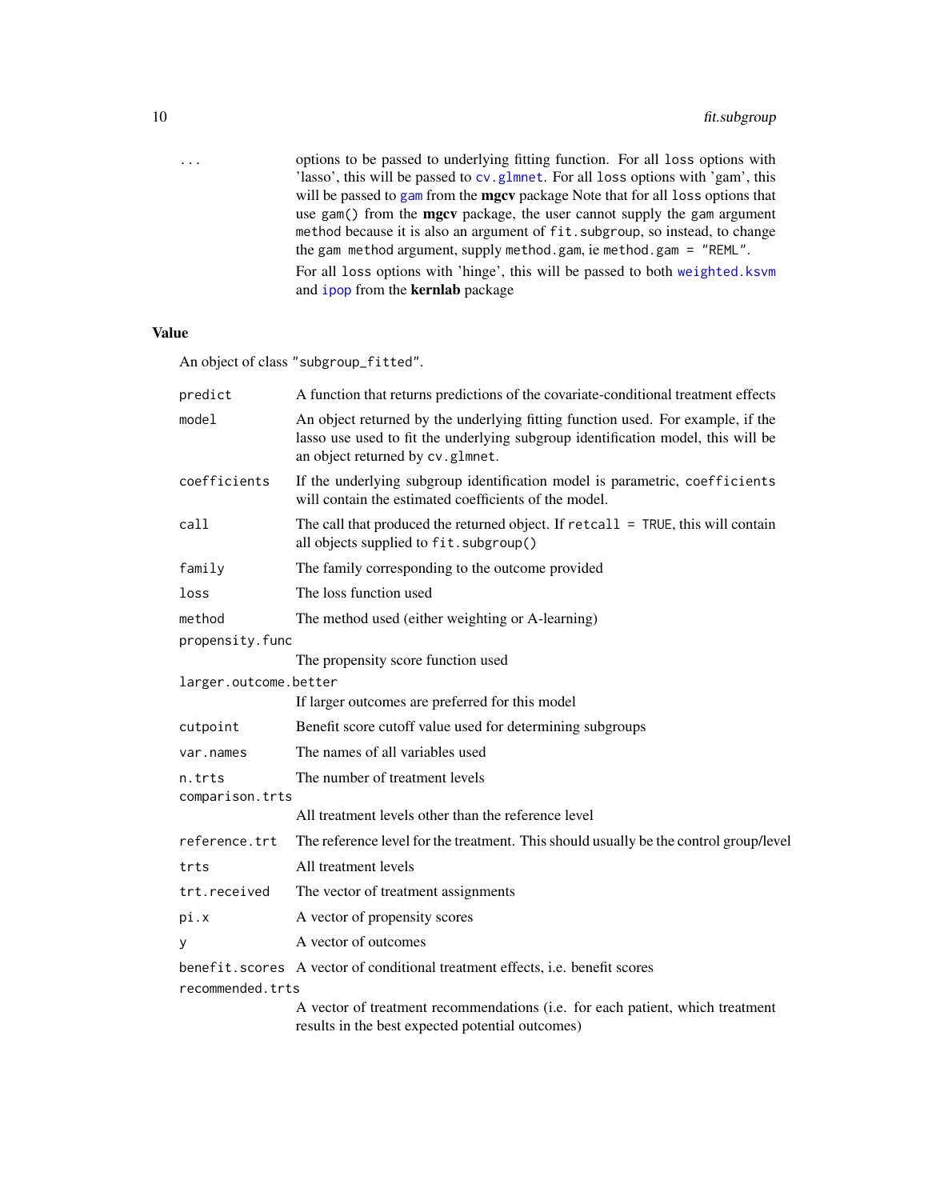| | |
|---|---|
| ... | options to be passed to underlying fitting function. For all `loss` options with 'lasso', this will be passed to `cv.glmnet`. For all `loss` options with 'gam', this will be passed to `gam` from the **mgcv** package Note that for all `loss` options that use `gam()` from the **mgcv** package, the user cannot supply the `gam` argument `method` because it is also an argument of `fit.subgroup`, so instead, to change the `gam` `method` argument, supply `method.gam`, ie `method.gam = "REML"`. For all `loss` options with 'hinge', this will be passed to both `weighted.ksvm` and `ipop` from the **kernlab** package |

## Value

An object of class `"subgroup_fitted"`.

| | |
|---|---|
| `predict` | A function that returns predictions of the covariate-conditional treatment effects |
| `model` | An object returned by the underlying fitting function used. For example, if the lasso use used to fit the underlying subgroup identification model, this will be an object returned by `cv.glmnet`. |
| `coefficients` | If the underlying subgroup identification model is parametric, `coefficients` will contain the estimated coefficients of the model. |
| `call` | The call that produced the returned object. If `retcall = TRUE`, this will contain all objects supplied to `fit.subgroup()` |
| `family` | The family corresponding to the outcome provided |
| `loss` | The loss function used |
| `method` | The method used (either weighting or A-learning) |
| `propensity.func` | The propensity score function used |
| `larger.outcome.better` | If larger outcomes are preferred for this model |
| `cutpoint` | Benefit score cutoff value used for determining subgroups |
| `var.names` | The names of all variables used |
| `n.trts` | The number of treatment levels |
| `comparison.trts` | All treatment levels other than the reference level |
| `reference.trt` | The reference level for the treatment. This should usually be the control group/level |
| `trts` | All treatment levels |
| `trt.received` | The vector of treatment assignments |
| `pi.x` | A vector of propensity scores |
| `y` | A vector of outcomes |
| `benefit.scores` | A vector of conditional treatment effects, i.e. benefit scores |
| `recommended.trts` | A vector of treatment recommendations (i.e. for each patient, which treatment results in the best expected potential outcomes) |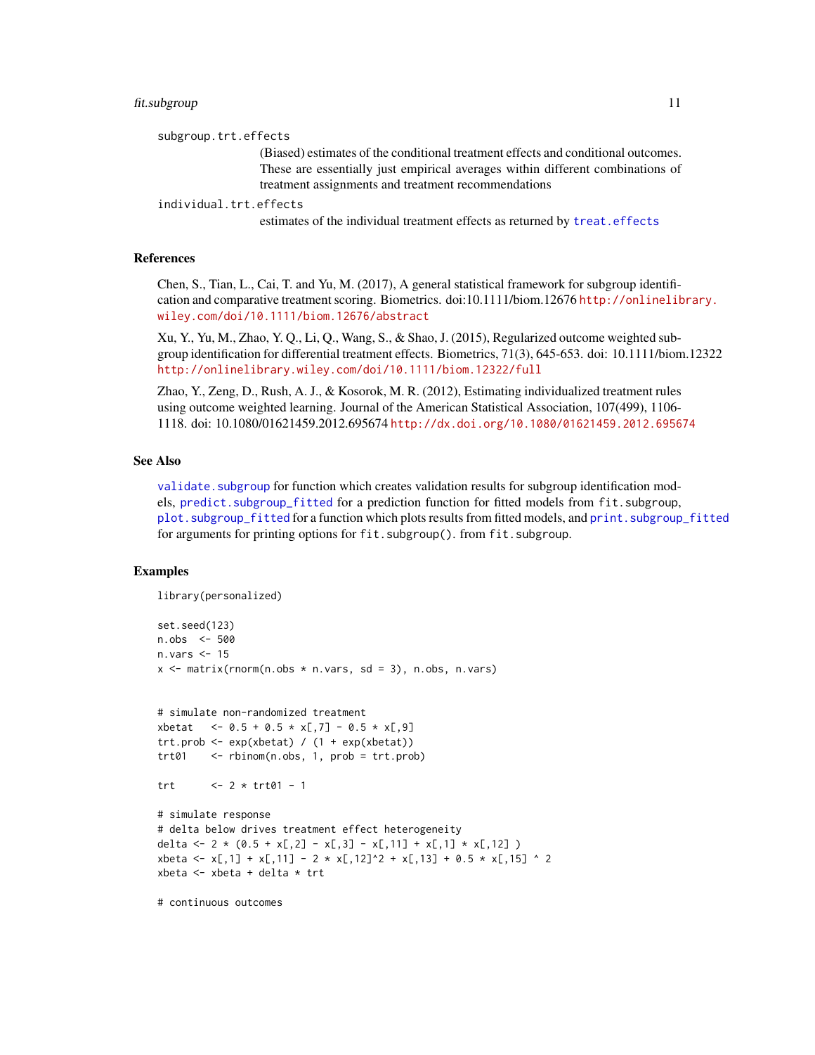subgroup.trt.effects
: (Biased) estimates of the conditional treatment effects and conditional outcomes. These are essentially just empirical averages within different combinations of treatment assignments and treatment recommendations

individual.trt.effects
: estimates of the individual treatment effects as returned by treat.effects

## References

Chen, S., Tian, L., Cai, T. and Yu, M. (2017), A general statistical framework for subgroup identification and comparative treatment scoring. Biometrics. doi:10.1111/biom.12676 http://onlinelibrary.wiley.com/doi/10.1111/biom.12676/abstract

Xu, Y., Yu, M., Zhao, Y. Q., Li, Q., Wang, S., & Shao, J. (2015), Regularized outcome weighted subgroup identification for differential treatment effects. Biometrics, 71(3), 645-653. doi: 10.1111/biom.12322 http://onlinelibrary.wiley.com/doi/10.1111/biom.12322/full

Zhao, Y., Zeng, D., Rush, A. J., & Kosorok, M. R. (2012), Estimating individualized treatment rules using outcome weighted learning. Journal of the American Statistical Association, 107(499), 1106-1118. doi: 10.1080/01621459.2012.695674 http://dx.doi.org/10.1080/01621459.2012.695674

## See Also

validate.subgroup for function which creates validation results for subgroup identification models, predict.subgroup_fitted for a prediction function for fitted models from fit.subgroup, plot.subgroup_fitted for a function which plots results from fitted models, and print.subgroup_fitted for arguments for printing options for fit.subgroup(). from fit.subgroup.

## Examples

```
library(personalized)

set.seed(123)
n.obs  <- 500
n.vars <- 15
x <- matrix(rnorm(n.obs * n.vars, sd = 3), n.obs, n.vars)


# simulate non-randomized treatment
xbetat   <- 0.5 + 0.5 * x[,7] - 0.5 * x[,9]
trt.prob <- exp(xbetat) / (1 + exp(xbetat))
trt01    <- rbinom(n.obs, 1, prob = trt.prob)

trt      <- 2 * trt01 - 1

# simulate response
# delta below drives treatment effect heterogeneity
delta <- 2 * (0.5 + x[,2] - x[,3] - x[,11] + x[,1] * x[,12] )
xbeta <- x[,1] + x[,11] - 2 * x[,12]^2 + x[,13] + 0.5 * x[,15] ^ 2
xbeta <- xbeta + delta * trt

# continuous outcomes
```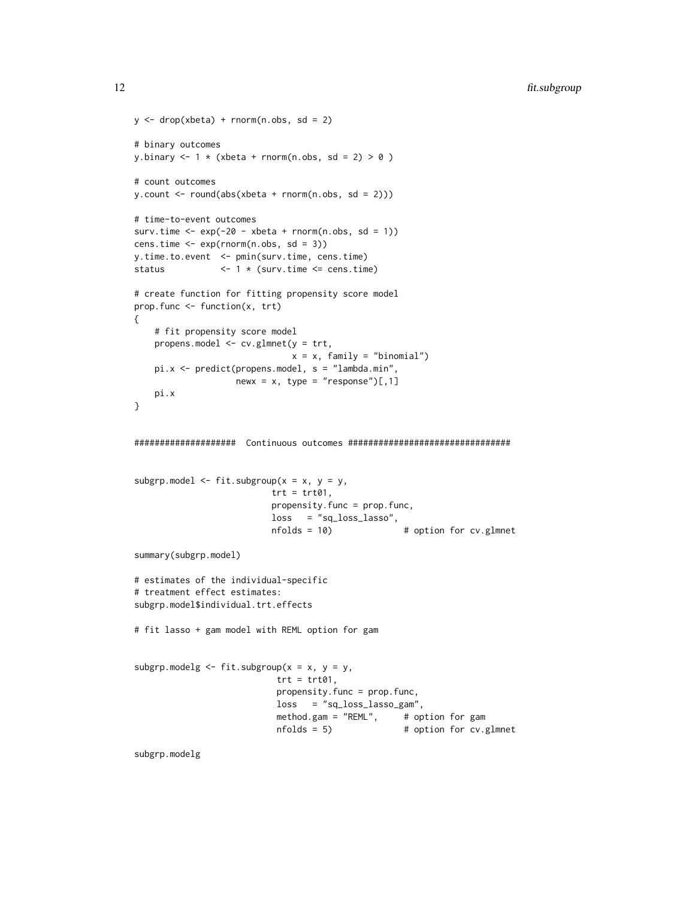```
y <- drop(xbeta) + rnorm(n.obs, sd = 2)

# binary outcomes
y.binary <- 1 * (xbeta + rnorm(n.obs, sd = 2) > 0 )

# count outcomes
y.count <- round(abs(xbeta + rnorm(n.obs, sd = 2)))

# time-to-event outcomes
surv.time <- exp(-20 - xbeta + rnorm(n.obs, sd = 1))
cens.time <- exp(rnorm(n.obs, sd = 3))
y.time.to.event  <- pmin(surv.time, cens.time)
status           <- 1 * (surv.time <= cens.time)

# create function for fitting propensity score model
prop.func <- function(x, trt)
{
    # fit propensity score model
    propens.model <- cv.glmnet(y = trt,
                               x = x, family = "binomial")
    pi.x <- predict(propens.model, s = "lambda.min",
                    newx = x, type = "response")[,1]
    pi.x
}


####################  Continuous outcomes ################################


subgrp.model <- fit.subgroup(x = x, y = y,
                            trt = trt01,
                            propensity.func = prop.func,
                            loss   = "sq_loss_lasso",
                            nfolds = 10)              # option for cv.glmnet

summary(subgrp.model)

# estimates of the individual-specific
# treatment effect estimates:
subgrp.model$individual.trt.effects

# fit lasso + gam model with REML option for gam


subgrp.modelg <- fit.subgroup(x = x, y = y,
                             trt = trt01,
                             propensity.func = prop.func,
                             loss   = "sq_loss_lasso_gam",
                             method.gam = "REML",     # option for gam
                             nfolds = 5)              # option for cv.glmnet

subgrp.modelg
```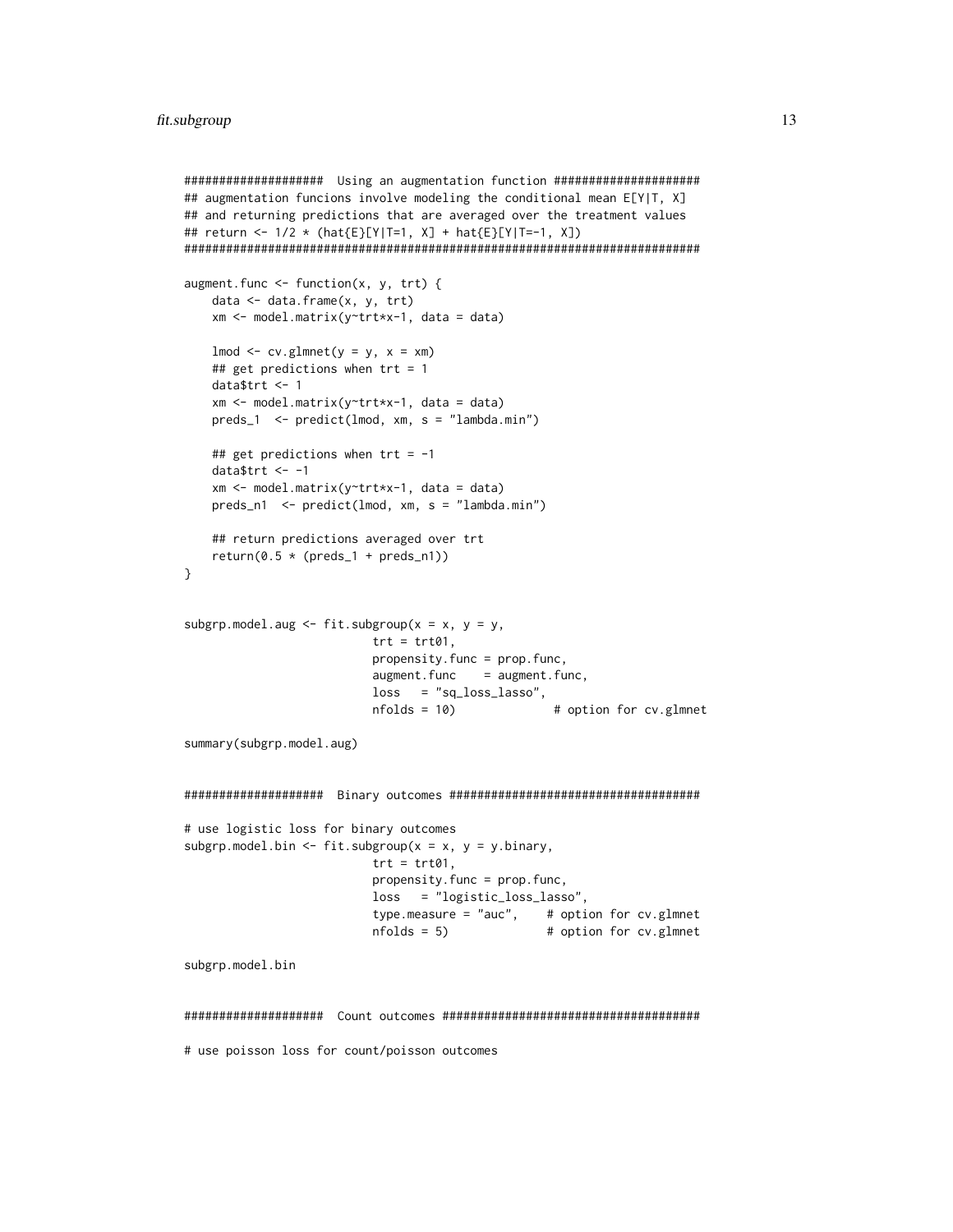```
####################  Using an augmentation function #####################
## augmentation funcions involve modeling the conditional mean E[Y|T, X]
## and returning predictions that are averaged over the treatment values
## return <- 1/2 * (hat{E}[Y|T=1, X] + hat{E}[Y|T=-1, X])
##########################################################################

augment.func <- function(x, y, trt) {
    data <- data.frame(x, y, trt)
    xm <- model.matrix(y~trt*x-1, data = data)

    lmod <- cv.glmnet(y = y, x = xm)
    ## get predictions when trt = 1
    data$trt <- 1
    xm <- model.matrix(y~trt*x-1, data = data)
    preds_1  <- predict(lmod, xm, s = "lambda.min")

    ## get predictions when trt = -1
    data$trt <- -1
    xm <- model.matrix(y~trt*x-1, data = data)
    preds_n1  <- predict(lmod, xm, s = "lambda.min")

    ## return predictions averaged over trt
    return(0.5 * (preds_1 + preds_n1))
}


subgrp.model.aug <- fit.subgroup(x = x, y = y,
                           trt = trt01,
                           propensity.func = prop.func,
                           augment.func    = augment.func,
                           loss   = "sq_loss_lasso",
                           nfolds = 10)              # option for cv.glmnet

summary(subgrp.model.aug)


####################  Binary outcomes ####################################

# use logistic loss for binary outcomes
subgrp.model.bin <- fit.subgroup(x = x, y = y.binary,
                           trt = trt01,
                           propensity.func = prop.func,
                           loss   = "logistic_loss_lasso",
                           type.measure = "auc",    # option for cv.glmnet
                           nfolds = 5)              # option for cv.glmnet

subgrp.model.bin


####################  Count outcomes #####################################

# use poisson loss for count/poisson outcomes
```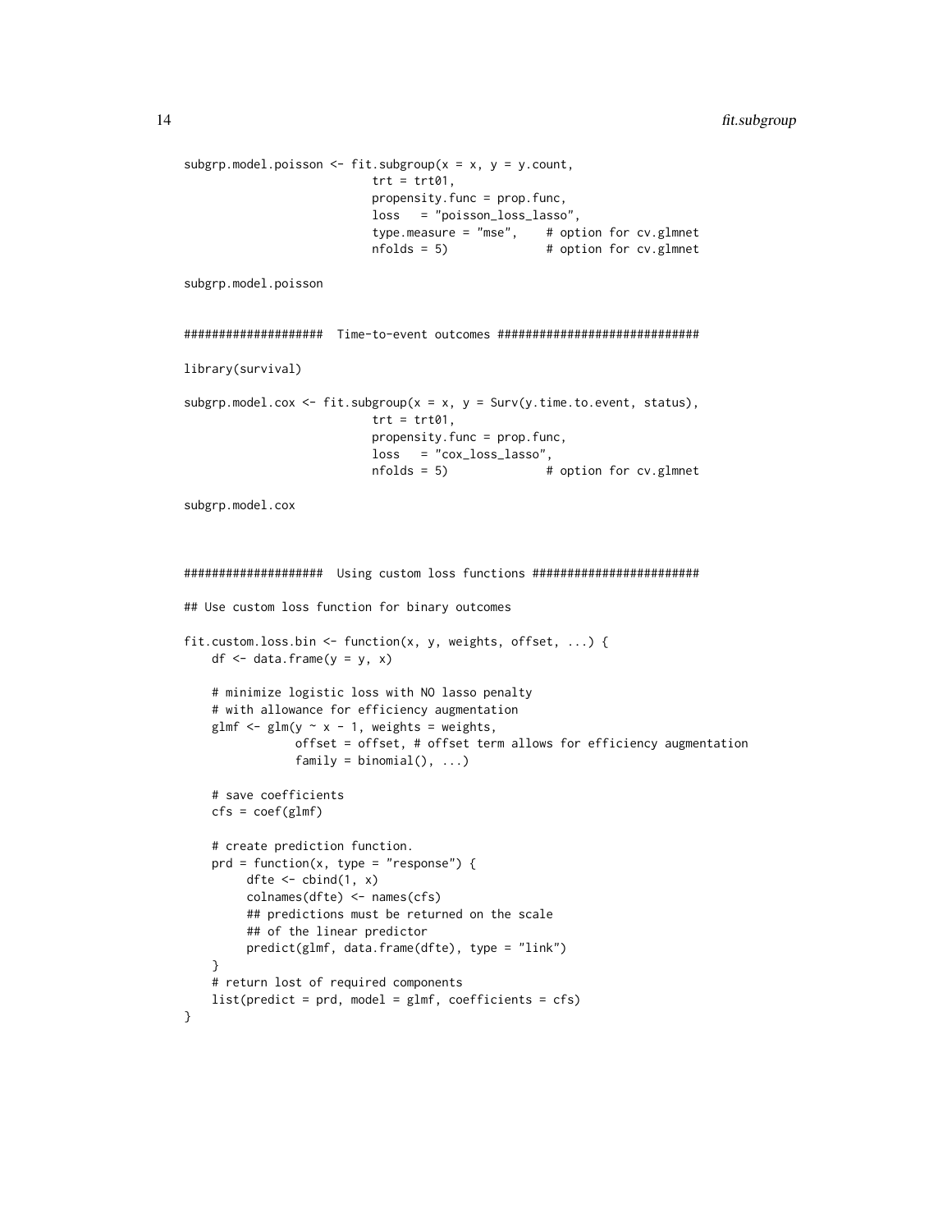```
subgrp.model.poisson <- fit.subgroup(x = x, y = y.count,
                           trt = trt01,
                           propensity.func = prop.func,
                           loss   = "poisson_loss_lasso",
                           type.measure = "mse",    # option for cv.glmnet
                           nfolds = 5)              # option for cv.glmnet

subgrp.model.poisson


###################  Time-to-event outcomes ############################

library(survival)

subgrp.model.cox <- fit.subgroup(x = x, y = Surv(y.time.to.event, status),
                           trt = trt01,
                           propensity.func = prop.func,
                           loss   = "cox_loss_lasso",
                           nfolds = 5)              # option for cv.glmnet

subgrp.model.cox



###################  Using custom loss functions #######################

## Use custom loss function for binary outcomes

fit.custom.loss.bin <- function(x, y, weights, offset, ...) {
    df <- data.frame(y = y, x)

    # minimize logistic loss with NO lasso penalty
    # with allowance for efficiency augmentation
    glmf <- glm(y ~ x - 1, weights = weights,
                offset = offset, # offset term allows for efficiency augmentation
                family = binomial(), ...)

    # save coefficients
    cfs = coef(glmf)

    # create prediction function.
    prd = function(x, type = "response") {
         dfte <- cbind(1, x)
         colnames(dfte) <- names(cfs)
         ## predictions must be returned on the scale
         ## of the linear predictor
         predict(glmf, data.frame(dfte), type = "link")
    }
    # return lost of required components
    list(predict = prd, model = glmf, coefficients = cfs)
}
```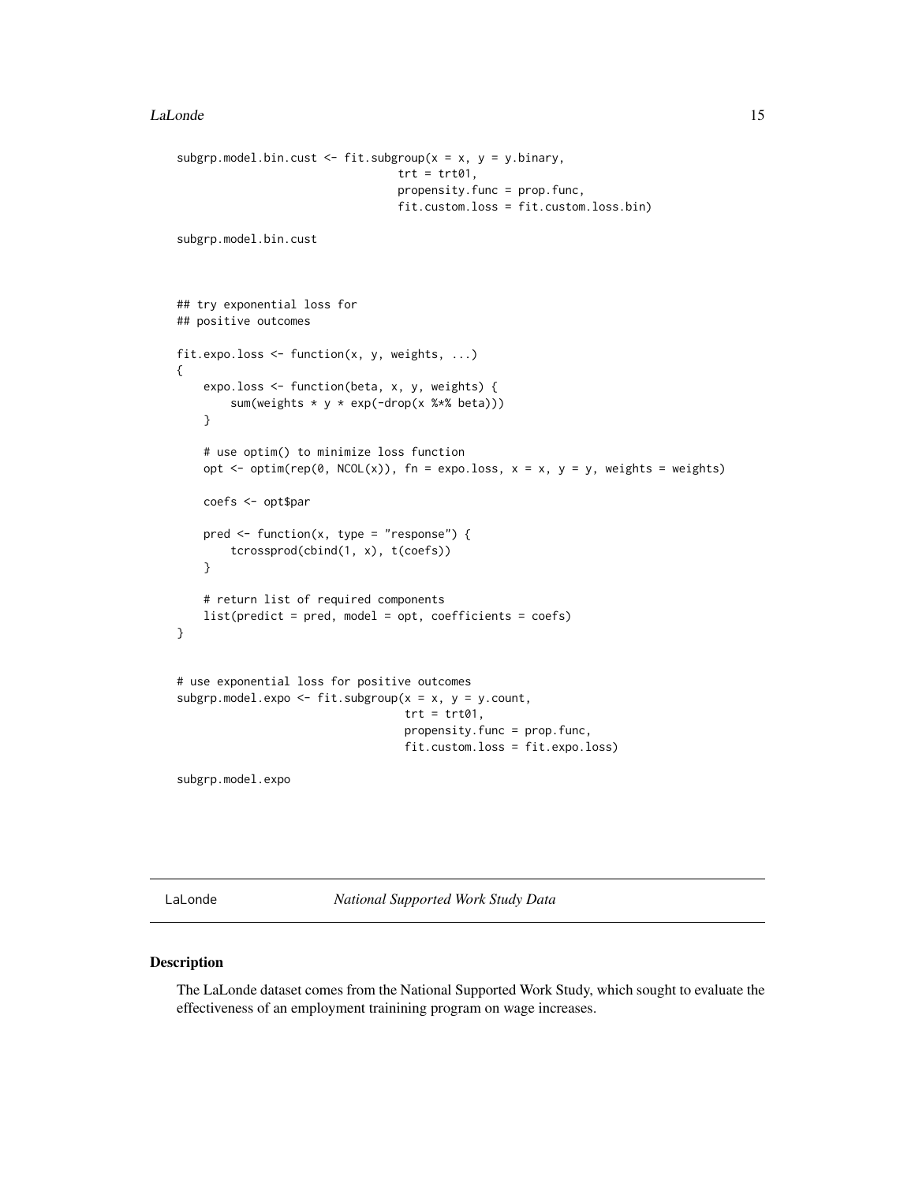```
subgrp.model.bin.cust <- fit.subgroup(x = x, y = y.binary,
                                trt = trt01,
                                propensity.func = prop.func,
                                fit.custom.loss = fit.custom.loss.bin)

subgrp.model.bin.cust


## try exponential loss for
## positive outcomes

fit.expo.loss <- function(x, y, weights, ...)
{
    expo.loss <- function(beta, x, y, weights) {
        sum(weights * y * exp(-drop(x %*% beta)))
    }

    # use optim() to minimize loss function
    opt <- optim(rep(0, NCOL(x)), fn = expo.loss, x = x, y = y, weights = weights)

    coefs <- opt$par

    pred <- function(x, type = "response") {
        tcrossprod(cbind(1, x), t(coefs))
    }

    # return list of required components
    list(predict = pred, model = opt, coefficients = coefs)
}


# use exponential loss for positive outcomes
subgrp.model.expo <- fit.subgroup(x = x, y = y.count,
                                 trt = trt01,
                                 propensity.func = prop.func,
                                 fit.custom.loss = fit.expo.loss)

subgrp.model.expo
```

---

LaLonde *National Supported Work Study Data*

---

### Description

The LaLonde dataset comes from the National Supported Work Study, which sought to evaluate the effectiveness of an employment trainining program on wage increases.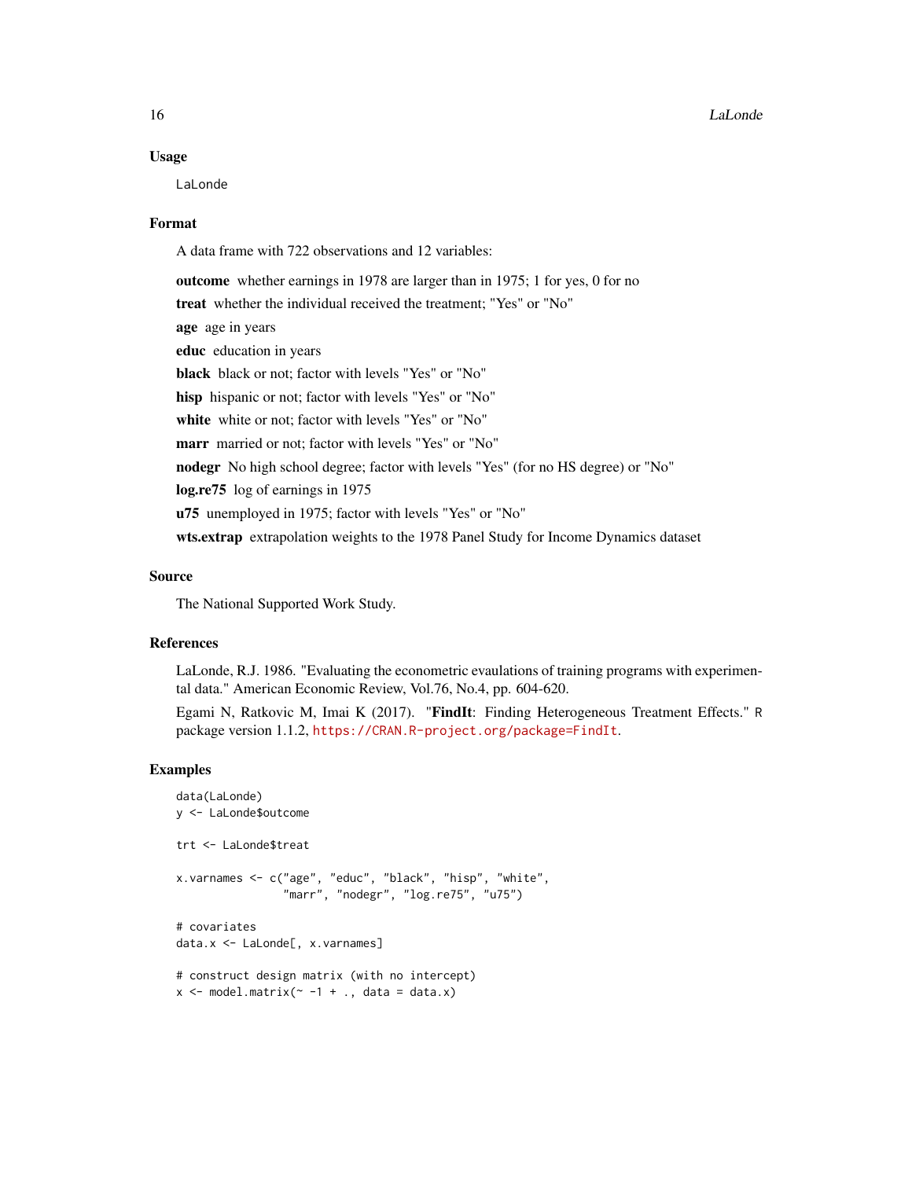## Usage

```
LaLonde
```

## Format

A data frame with 722 observations and 12 variables:

**outcome** whether earnings in 1978 are larger than in 1975; 1 for yes, 0 for no

**treat** whether the individual received the treatment; "Yes" or "No"

**age** age in years

**educ** education in years

**black** black or not; factor with levels "Yes" or "No"

**hisp** hispanic or not; factor with levels "Yes" or "No"

**white** white or not; factor with levels "Yes" or "No"

**marr** married or not; factor with levels "Yes" or "No"

**nodegr** No high school degree; factor with levels "Yes" (for no HS degree) or "No"

**log.re75** log of earnings in 1975

**u75** unemployed in 1975; factor with levels "Yes" or "No"

**wts.extrap** extrapolation weights to the 1978 Panel Study for Income Dynamics dataset

## Source

The National Supported Work Study.

## References

LaLonde, R.J. 1986. "Evaluating the econometric evaulations of training programs with experimental data." American Economic Review, Vol.76, No.4, pp. 604-620.

Egami N, Ratkovic M, Imai K (2017). "**FindIt**: Finding Heterogeneous Treatment Effects." R package version 1.1.2, https://CRAN.R-project.org/package=FindIt.

## Examples

```
data(LaLonde)
y <- LaLonde$outcome

trt <- LaLonde$treat

x.varnames <- c("age", "educ", "black", "hisp", "white",
                "marr", "nodegr", "log.re75", "u75")

# covariates
data.x <- LaLonde[, x.varnames]

# construct design matrix (with no intercept)
x <- model.matrix(~ -1 + ., data = data.x)
```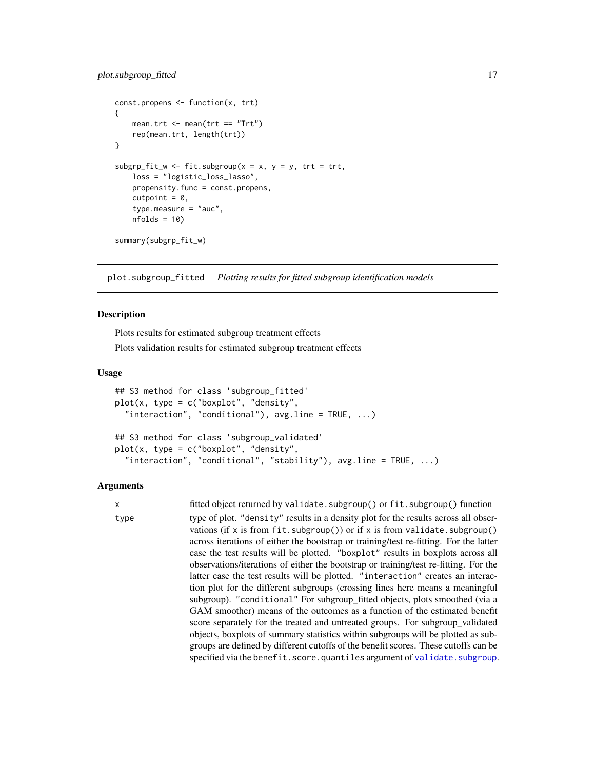```
const.propens <- function(x, trt)
{
    mean.trt <- mean(trt == "Trt")
    rep(mean.trt, length(trt))
}

subgrp_fit_w <- fit.subgroup(x = x, y = y, trt = trt,
    loss = "logistic_loss_lasso",
    propensity.func = const.propens,
    cutpoint = 0,
    type.measure = "auc",
    nfolds = 10)

summary(subgrp_fit_w)
```

## plot.subgroup_fitted — *Plotting results for fitted subgroup identification models*

### Description

Plots results for estimated subgroup treatment effects

Plots validation results for estimated subgroup treatment effects

### Usage

```
## S3 method for class 'subgroup_fitted'
plot(x, type = c("boxplot", "density",
  "interaction", "conditional"), avg.line = TRUE, ...)

## S3 method for class 'subgroup_validated'
plot(x, type = c("boxplot", "density",
  "interaction", "conditional", "stability"), avg.line = TRUE, ...)
```

### Arguments

| | |
|---|---|
| x | fitted object returned by `validate.subgroup()` or `fit.subgroup()` function |
| type | type of plot. `"density"` results in a density plot for the results across all observations (if x is from `fit.subgroup()`) or if x is from `validate.subgroup()` across iterations of either the bootstrap or training/test re-fitting. For the latter case the test results will be plotted. `"boxplot"` results in boxplots across all observations/iterations of either the bootstrap or training/test re-fitting. For the latter case the test results will be plotted. `"interaction"` creates an interaction plot for the different subgroups (crossing lines here means a meaningful subgroup). `"conditional"` For subgroup_fitted objects, plots smoothed (via a GAM smoother) means of the outcomes as a function of the estimated benefit score separately for the treated and untreated groups. For subgroup_validated objects, boxplots of summary statistics within subgroups will be plotted as subgroups are defined by different cutoffs of the benefit scores. These cutoffs can be specified via the `benefit.score.quantiles` argument of `validate.subgroup`. |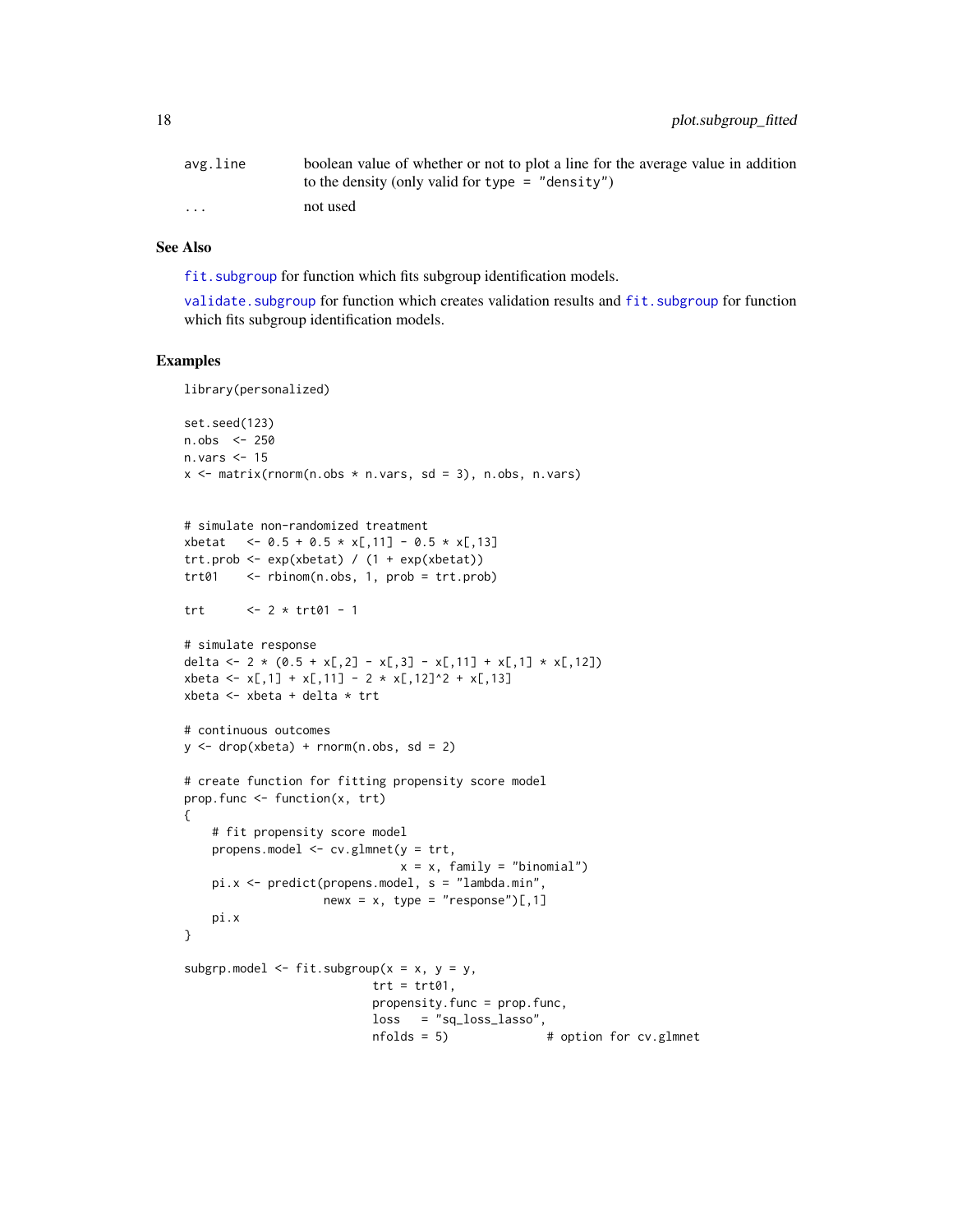| | |
|---|---|
| avg.line | boolean value of whether or not to plot a line for the average value in addition to the density (only valid for type = "density") |
| ... | not used |

## See Also

fit.subgroup for function which fits subgroup identification models.

validate.subgroup for function which creates validation results and fit.subgroup for function which fits subgroup identification models.

## Examples

```
library(personalized)

set.seed(123)
n.obs  <- 250
n.vars <- 15
x <- matrix(rnorm(n.obs * n.vars, sd = 3), n.obs, n.vars)


# simulate non-randomized treatment
xbetat   <- 0.5 + 0.5 * x[,11] - 0.5 * x[,13]
trt.prob <- exp(xbetat) / (1 + exp(xbetat))
trt01    <- rbinom(n.obs, 1, prob = trt.prob)

trt      <- 2 * trt01 - 1

# simulate response
delta <- 2 * (0.5 + x[,2] - x[,3] - x[,11] + x[,1] * x[,12])
xbeta <- x[,1] + x[,11] - 2 * x[,12]^2 + x[,13]
xbeta <- xbeta + delta * trt

# continuous outcomes
y <- drop(xbeta) + rnorm(n.obs, sd = 2)

# create function for fitting propensity score model
prop.func <- function(x, trt)
{
    # fit propensity score model
    propens.model <- cv.glmnet(y = trt,
                               x = x, family = "binomial")
    pi.x <- predict(propens.model, s = "lambda.min",
                    newx = x, type = "response")[,1]
    pi.x
}

subgrp.model <- fit.subgroup(x = x, y = y,
                           trt = trt01,
                           propensity.func = prop.func,
                           loss   = "sq_loss_lasso",
                           nfolds = 5)              # option for cv.glmnet
```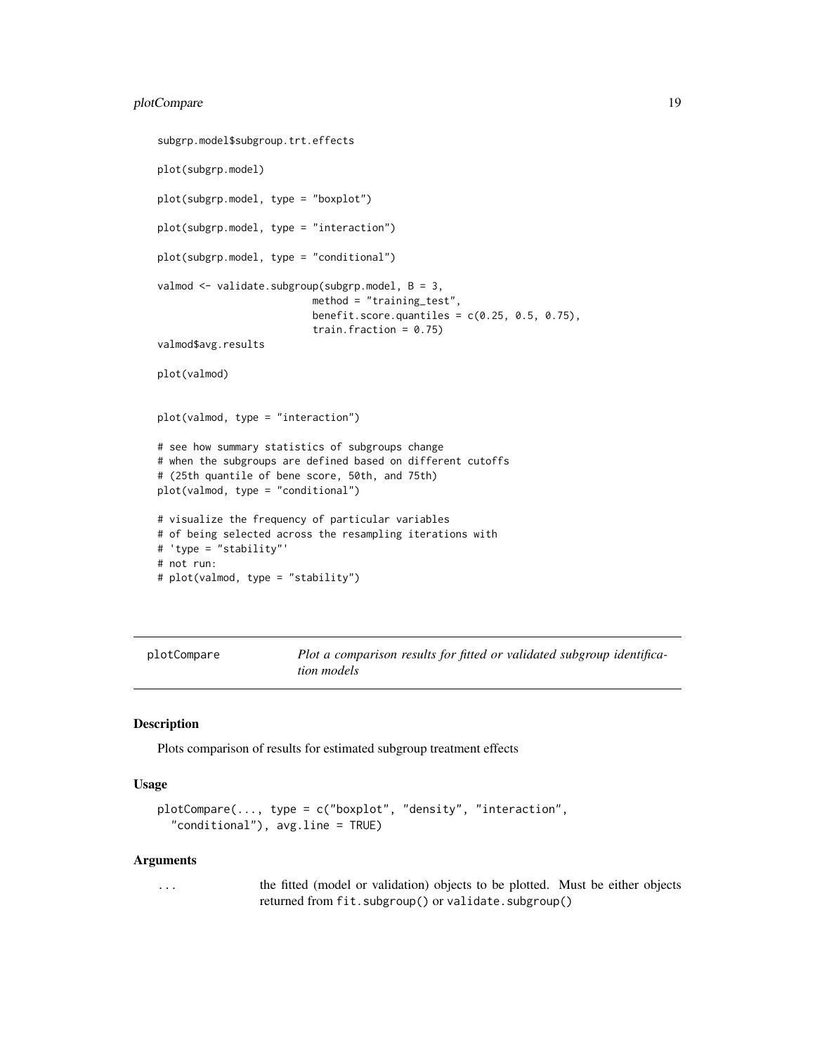```
subgrp.model$subgroup.trt.effects

plot(subgrp.model)

plot(subgrp.model, type = "boxplot")

plot(subgrp.model, type = "interaction")

plot(subgrp.model, type = "conditional")

valmod <- validate.subgroup(subgrp.model, B = 3,
                            method = "training_test",
                            benefit.score.quantiles = c(0.25, 0.5, 0.75),
                            train.fraction = 0.75)
valmod$avg.results

plot(valmod)


plot(valmod, type = "interaction")

# see how summary statistics of subgroups change
# when the subgroups are defined based on different cutoffs
# (25th quantile of bene score, 50th, and 75th)
plot(valmod, type = "conditional")

# visualize the frequency of particular variables
# of being selected across the resampling iterations with
# 'type = "stability"'
# not run:
# plot(valmod, type = "stability")
```

## plotCompare — *Plot a comparison results for fitted or validated subgroup identification models*

### Description

Plots comparison of results for estimated subgroup treatment effects

### Usage

```
plotCompare(..., type = c("boxplot", "density", "interaction",
  "conditional"), avg.line = TRUE)
```

### Arguments

| | |
|---|---|
| ... | the fitted (model or validation) objects to be plotted. Must be either objects returned from `fit.subgroup()` or `validate.subgroup()` |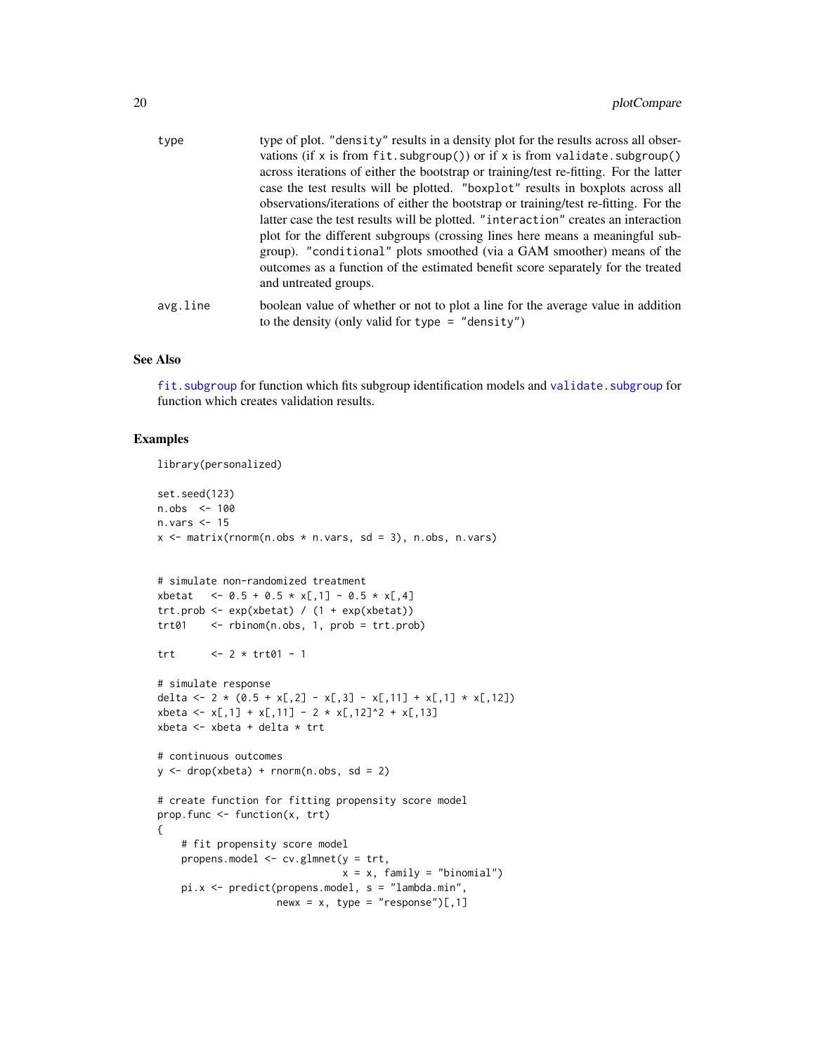| | |
|---|---|
| type | type of plot. "density" results in a density plot for the results across all observations (if x is from fit.subgroup()) or if x is from validate.subgroup() across iterations of either the bootstrap or training/test re-fitting. For the latter case the test results will be plotted. "boxplot" results in boxplots across all observations/iterations of either the bootstrap or training/test re-fitting. For the latter case the test results will be plotted. "interaction" creates an interaction plot for the different subgroups (crossing lines here means a meaningful subgroup). "conditional" plots smoothed (via a GAM smoother) means of the outcomes as a function of the estimated benefit score separately for the treated and untreated groups. |
| avg.line | boolean value of whether or not to plot a line for the average value in addition to the density (only valid for type = "density") |

## See Also

fit.subgroup for function which fits subgroup identification models and validate.subgroup for function which creates validation results.

## Examples

```
library(personalized)

set.seed(123)
n.obs  <- 100
n.vars <- 15
x <- matrix(rnorm(n.obs * n.vars, sd = 3), n.obs, n.vars)


# simulate non-randomized treatment
xbetat   <- 0.5 + 0.5 * x[,1] - 0.5 * x[,4]
trt.prob <- exp(xbetat) / (1 + exp(xbetat))
trt01    <- rbinom(n.obs, 1, prob = trt.prob)

trt      <- 2 * trt01 - 1

# simulate response
delta <- 2 * (0.5 + x[,2] - x[,3] - x[,11] + x[,1] * x[,12])
xbeta <- x[,1] + x[,11] - 2 * x[,12]^2 + x[,13]
xbeta <- xbeta + delta * trt

# continuous outcomes
y <- drop(xbeta) + rnorm(n.obs, sd = 2)

# create function for fitting propensity score model
prop.func <- function(x, trt)
{
    # fit propensity score model
    propens.model <- cv.glmnet(y = trt,
                               x = x, family = "binomial")
    pi.x <- predict(propens.model, s = "lambda.min",
                    newx = x, type = "response")[,1]
```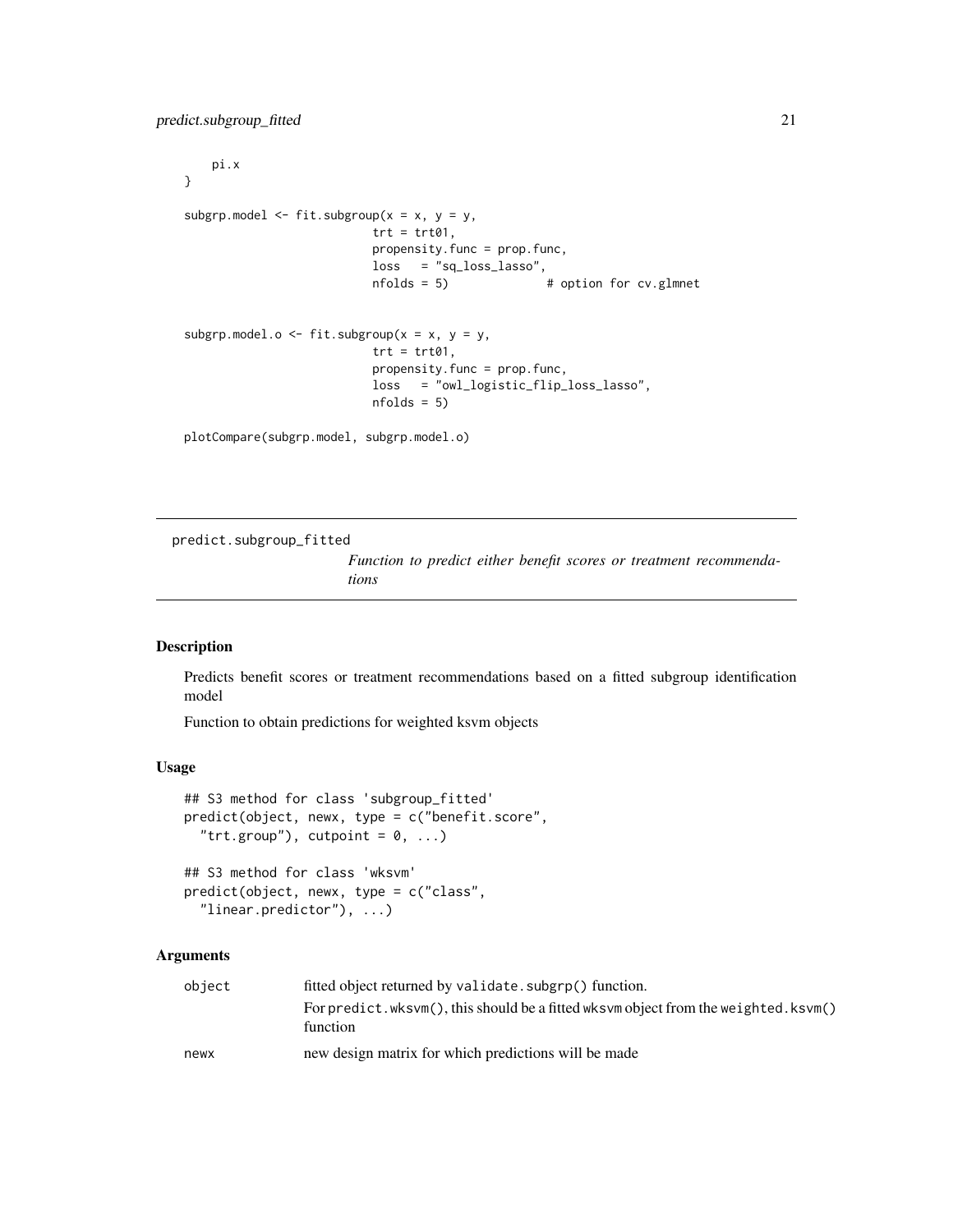```
    pi.x
}

subgrp.model <- fit.subgroup(x = x, y = y,
                            trt = trt01,
                            propensity.func = prop.func,
                            loss   = "sq_loss_lasso",
                            nfolds = 5)              # option for cv.glmnet


subgrp.model.o <- fit.subgroup(x = x, y = y,
                            trt = trt01,
                            propensity.func = prop.func,
                            loss   = "owl_logistic_flip_loss_lasso",
                            nfolds = 5)

plotCompare(subgrp.model, subgrp.model.o)
```

## predict.subgroup_fitted

*Function to predict either benefit scores or treatment recommendations*

### Description

Predicts benefit scores or treatment recommendations based on a fitted subgroup identification model

Function to obtain predictions for weighted ksvm objects

### Usage

```
## S3 method for class 'subgroup_fitted'
predict(object, newx, type = c("benefit.score",
  "trt.group"), cutpoint = 0, ...)

## S3 method for class 'wksvm'
predict(object, newx, type = c("class",
  "linear.predictor"), ...)
```

### Arguments

| | |
|---|---|
| object | fitted object returned by `validate.subgrp()` function. For `predict.wksvm()`, this should be a fitted `wksvm` object from the `weighted.ksvm()` function |
| newx | new design matrix for which predictions will be made |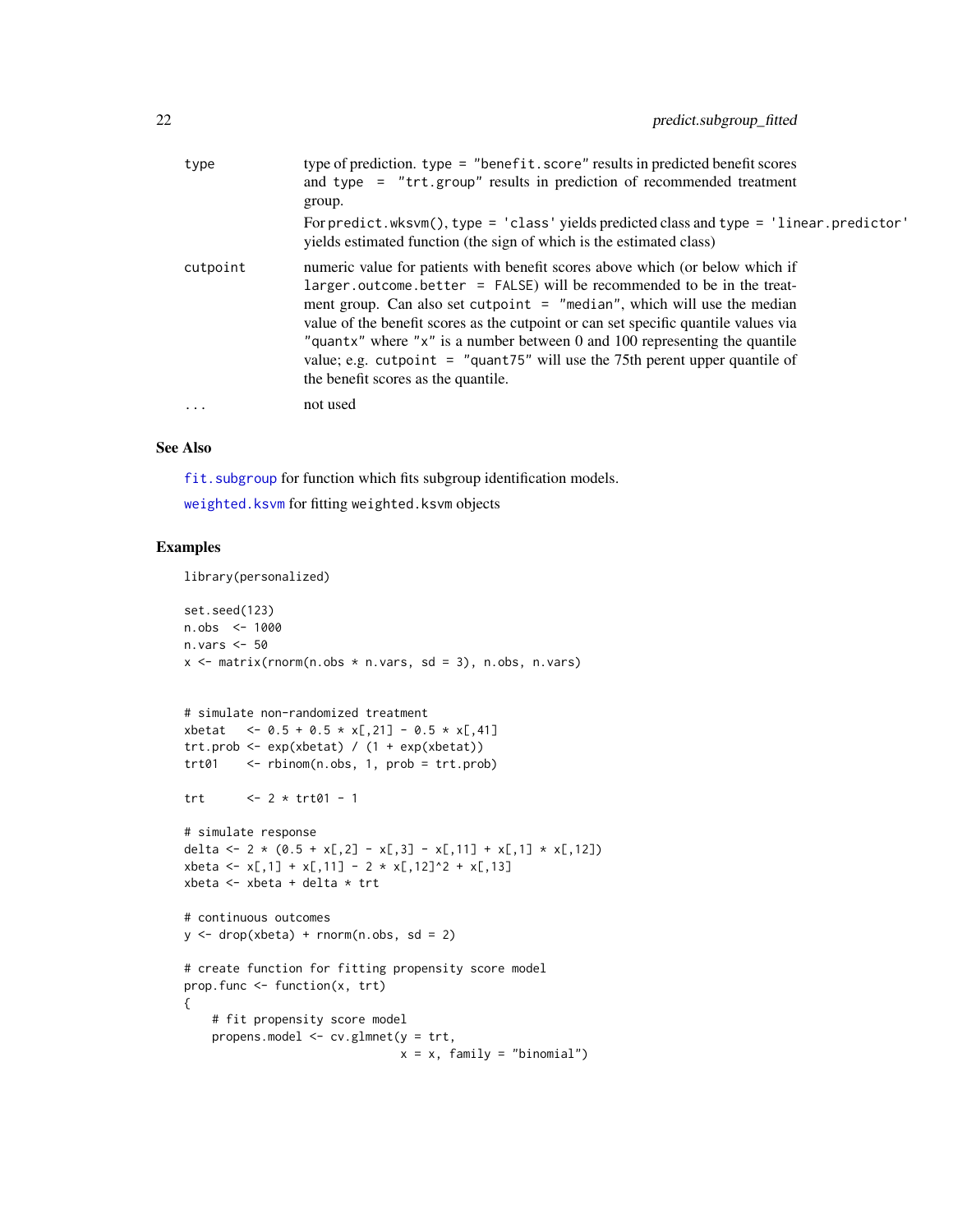| | |
|---|---|
| type | type of prediction. type = "benefit.score" results in predicted benefit scores and type = "trt.group" results in prediction of recommended treatment group.<br><br>For predict.wksvm(), type = 'class' yields predicted class and type = 'linear.predictor' yields estimated function (the sign of which is the estimated class) |
| cutpoint | numeric value for patients with benefit scores above which (or below which if larger.outcome.better = FALSE) will be recommended to be in the treatment group. Can also set cutpoint = "median", which will use the median value of the benefit scores as the cutpoint or can set specific quantile values via "quantx" where "x" is a number between 0 and 100 representing the quantile value; e.g. cutpoint = "quant75" will use the 75th perent upper quantile of the benefit scores as the quantile. |
| ... | not used |

## See Also

fit.subgroup for function which fits subgroup identification models.

weighted.ksvm for fitting weighted.ksvm objects

## Examples

```
library(personalized)

set.seed(123)
n.obs  <- 1000
n.vars <- 50
x <- matrix(rnorm(n.obs * n.vars, sd = 3), n.obs, n.vars)


# simulate non-randomized treatment
xbetat   <- 0.5 + 0.5 * x[,21] - 0.5 * x[,41]
trt.prob <- exp(xbetat) / (1 + exp(xbetat))
trt01    <- rbinom(n.obs, 1, prob = trt.prob)

trt      <- 2 * trt01 - 1

# simulate response
delta <- 2 * (0.5 + x[,2] - x[,3] - x[,11] + x[,1] * x[,12])
xbeta <- x[,1] + x[,11] - 2 * x[,12]^2 + x[,13]
xbeta <- xbeta + delta * trt

# continuous outcomes
y <- drop(xbeta) + rnorm(n.obs, sd = 2)

# create function for fitting propensity score model
prop.func <- function(x, trt)
{
    # fit propensity score model
    propens.model <- cv.glmnet(y = trt,
                               x = x, family = "binomial")
```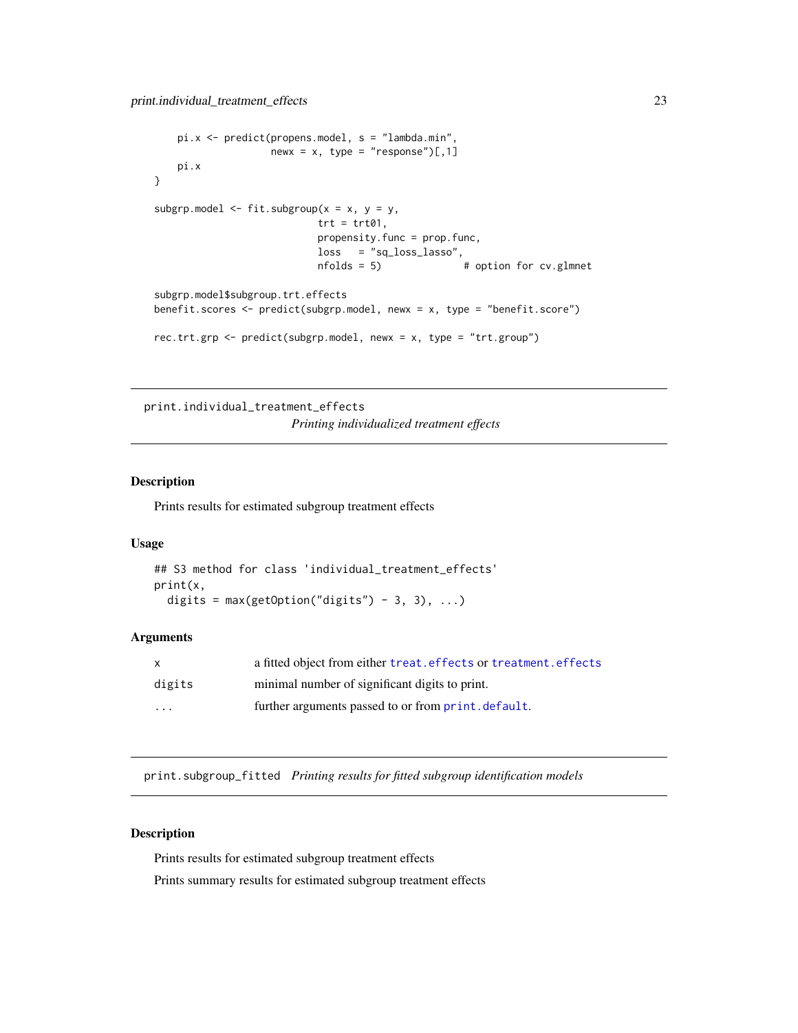```
    pi.x <- predict(propens.model, s = "lambda.min",
                    newx = x, type = "response")[,1]
    pi.x
}

subgrp.model <- fit.subgroup(x = x, y = y,
                             trt = trt01,
                             propensity.func = prop.func,
                             loss   = "sq_loss_lasso",
                             nfolds = 5)              # option for cv.glmnet

subgrp.model$subgroup.trt.effects
benefit.scores <- predict(subgrp.model, newx = x, type = "benefit.score")

rec.trt.grp <- predict(subgrp.model, newx = x, type = "trt.group")
```

---

## print.individual_treatment_effects

*Printing individualized treatment effects*

### Description

Prints results for estimated subgroup treatment effects

### Usage

```
## S3 method for class 'individual_treatment_effects'
print(x,
  digits = max(getOption("digits") - 3, 3), ...)
```

### Arguments

| | |
|---|---|
| x | a fitted object from either treat.effects or treatment.effects |
| digits | minimal number of significant digits to print. |
| ... | further arguments passed to or from print.default. |

---

## print.subgroup_fitted

*Printing results for fitted subgroup identification models*

### Description

Prints results for estimated subgroup treatment effects

Prints summary results for estimated subgroup treatment effects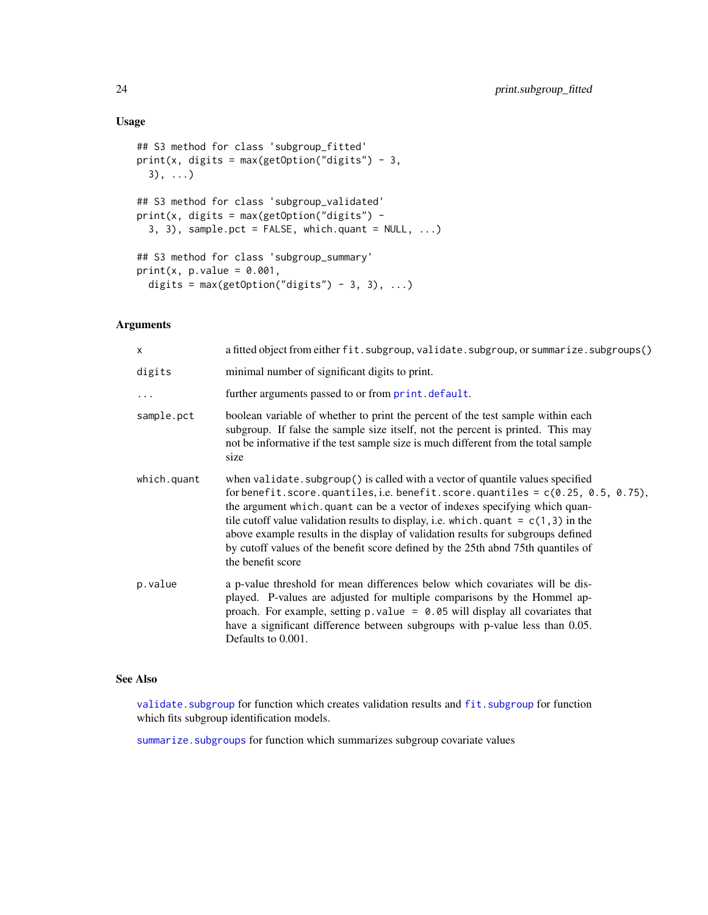## Usage

```
## S3 method for class 'subgroup_fitted'
print(x, digits = max(getOption("digits") - 3,
  3), ...)

## S3 method for class 'subgroup_validated'
print(x, digits = max(getOption("digits") -
  3, 3), sample.pct = FALSE, which.quant = NULL, ...)

## S3 method for class 'subgroup_summary'
print(x, p.value = 0.001,
  digits = max(getOption("digits") - 3, 3), ...)
```

## Arguments

| | |
|---|---|
| `x` | a fitted object from either `fit.subgroup`, `validate.subgroup`, or `summarize.subgroups()` |
| `digits` | minimal number of significant digits to print. |
| `...` | further arguments passed to or from `print.default`. |
| `sample.pct` | boolean variable of whether to print the percent of the test sample within each subgroup. If false the sample size itself, not the percent is printed. This may not be informative if the test sample size is much different from the total sample size |
| `which.quant` | when `validate.subgroup()` is called with a vector of quantile values specified for `benefit.score.quantiles`, i.e. `benefit.score.quantiles = c(0.25, 0.5, 0.75)`, the argument `which.quant` can be a vector of indexes specifying which quantile cutoff value validation results to display, i.e. `which.quant = c(1,3)` in the above example results in the display of validation results for subgroups defined by cutoff values of the benefit score defined by the 25th abnd 75th quantiles of the benefit score |
| `p.value` | a p-value threshold for mean differences below which covariates will be displayed. P-values are adjusted for multiple comparisons by the Hommel approach. For example, setting `p.value = 0.05` will display all covariates that have a significant difference between subgroups with p-value less than 0.05. Defaults to 0.001. |

## See Also

`validate.subgroup` for function which creates validation results and `fit.subgroup` for function which fits subgroup identification models.

`summarize.subgroups` for function which summarizes subgroup covariate values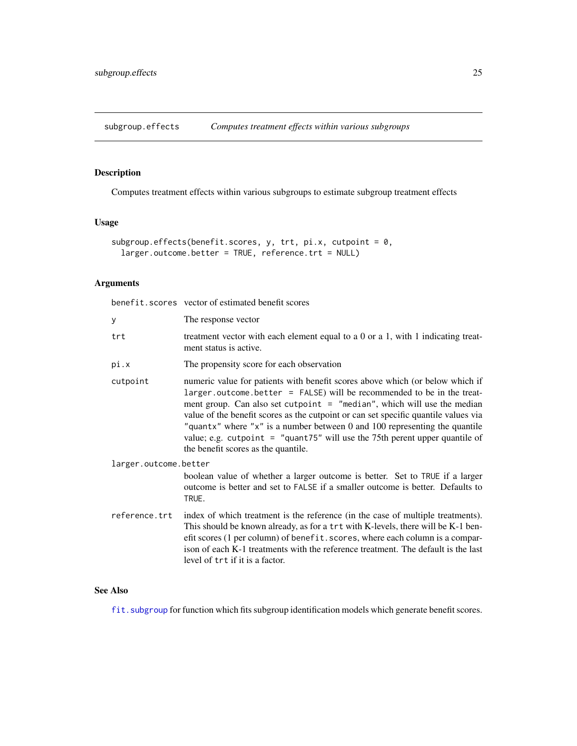## subgroup.effects — *Computes treatment effects within various subgroups*

### Description

Computes treatment effects within various subgroups to estimate subgroup treatment effects

### Usage

```
subgroup.effects(benefit.scores, y, trt, pi.x, cutpoint = 0,
  larger.outcome.better = TRUE, reference.trt = NULL)
```

### Arguments

| Argument | Description |
|---|---|
| `benefit.scores` | vector of estimated benefit scores |
| `y` | The response vector |
| `trt` | treatment vector with each element equal to a 0 or a 1, with 1 indicating treatment status is active. |
| `pi.x` | The propensity score for each observation |
| `cutpoint` | numeric value for patients with benefit scores above which (or below which if `larger.outcome.better = FALSE`) will be recommended to be in the treatment group. Can also set `cutpoint = "median"`, which will use the median value of the benefit scores as the cutpoint or can set specific quantile values via `"quantx"` where `"x"` is a number between 0 and 100 representing the quantile value; e.g. `cutpoint = "quant75"` will use the 75th perent upper quantile of the benefit scores as the quantile. |
| `larger.outcome.better` | boolean value of whether a larger outcome is better. Set to `TRUE` if a larger outcome is better and set to `FALSE` if a smaller outcome is better. Defaults to `TRUE`. |
| `reference.trt` | index of which treatment is the reference (in the case of multiple treatments). This should be known already, as for a `trt` with K-levels, there will be K-1 benefit scores (1 per column) of `benefit.scores`, where each column is a comparison of each K-1 treatments with the reference treatment. The default is the last level of `trt` if it is a factor. |

### See Also

`fit.subgroup` for function which fits subgroup identification models which generate benefit scores.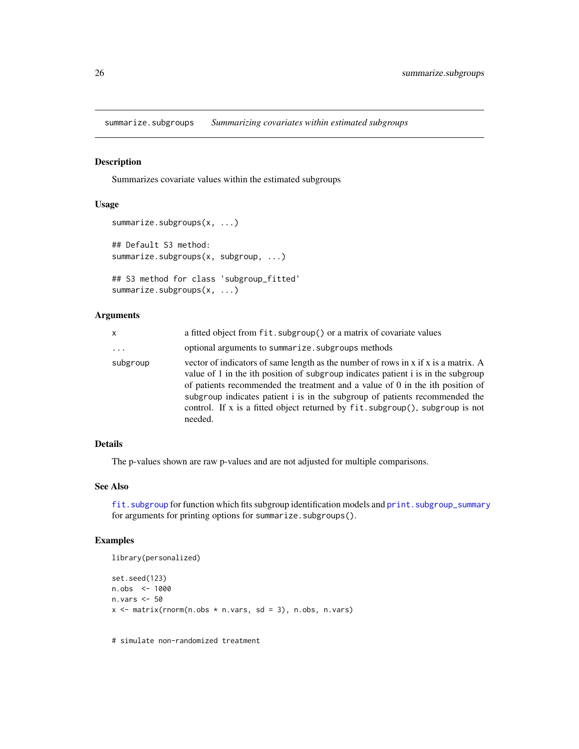summarize.subgroups    *Summarizing covariates within estimated subgroups*

## Description

Summarizes covariate values within the estimated subgroups

## Usage

```
summarize.subgroups(x, ...)

## Default S3 method:
summarize.subgroups(x, subgroup, ...)

## S3 method for class 'subgroup_fitted'
summarize.subgroups(x, ...)
```

## Arguments

| | |
|---|---|
| x | a fitted object from `fit.subgroup()` or a matrix of covariate values |
| ... | optional arguments to `summarize.subgroups` methods |
| subgroup | vector of indicators of same length as the number of rows in x if x is a matrix. A value of 1 in the ith position of `subgroup` indicates patient i is in the subgroup of patients recommended the treatment and a value of 0 in the ith position of `subgroup` indicates patient i is in the subgroup of patients recommended the control. If x is a fitted object returned by `fit.subgroup()`, `subgroup` is not needed. |

## Details

The p-values shown are raw p-values and are not adjusted for multiple comparisons.

## See Also

`fit.subgroup` for function which fits subgroup identification models and `print.subgroup_summary` for arguments for printing options for `summarize.subgroups()`.

## Examples

```
library(personalized)

set.seed(123)
n.obs  <- 1000
n.vars <- 50
x <- matrix(rnorm(n.obs * n.vars, sd = 3), n.obs, n.vars)


# simulate non-randomized treatment
```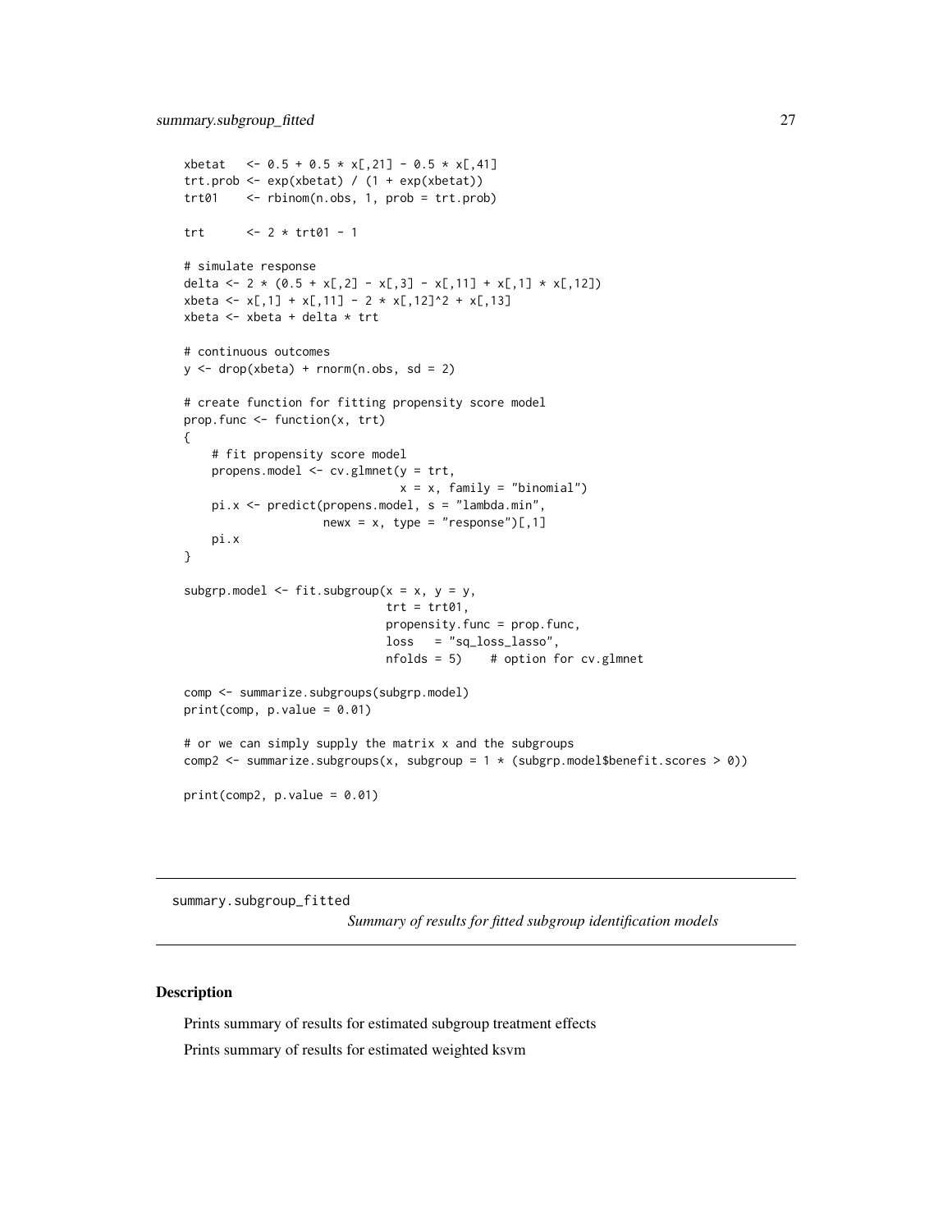```
xbetat   <- 0.5 + 0.5 * x[,21] - 0.5 * x[,41]
trt.prob <- exp(xbetat) / (1 + exp(xbetat))
trt01    <- rbinom(n.obs, 1, prob = trt.prob)

trt      <- 2 * trt01 - 1

# simulate response
delta <- 2 * (0.5 + x[,2] - x[,3] - x[,11] + x[,1] * x[,12])
xbeta <- x[,1] + x[,11] - 2 * x[,12]^2 + x[,13]
xbeta <- xbeta + delta * trt

# continuous outcomes
y <- drop(xbeta) + rnorm(n.obs, sd = 2)

# create function for fitting propensity score model
prop.func <- function(x, trt)
{
    # fit propensity score model
    propens.model <- cv.glmnet(y = trt,
                               x = x, family = "binomial")
    pi.x <- predict(propens.model, s = "lambda.min",
                    newx = x, type = "response")[,1]
    pi.x
}

subgrp.model <- fit.subgroup(x = x, y = y,
                             trt = trt01,
                             propensity.func = prop.func,
                             loss   = "sq_loss_lasso",
                             nfolds = 5)    # option for cv.glmnet

comp <- summarize.subgroups(subgrp.model)
print(comp, p.value = 0.01)

# or we can simply supply the matrix x and the subgroups
comp2 <- summarize.subgroups(x, subgroup = 1 * (subgrp.model$benefit.scores > 0))

print(comp2, p.value = 0.01)
```

## summary.subgroup_fitted

*Summary of results for fitted subgroup identification models*

### Description

Prints summary of results for estimated subgroup treatment effects

Prints summary of results for estimated weighted ksvm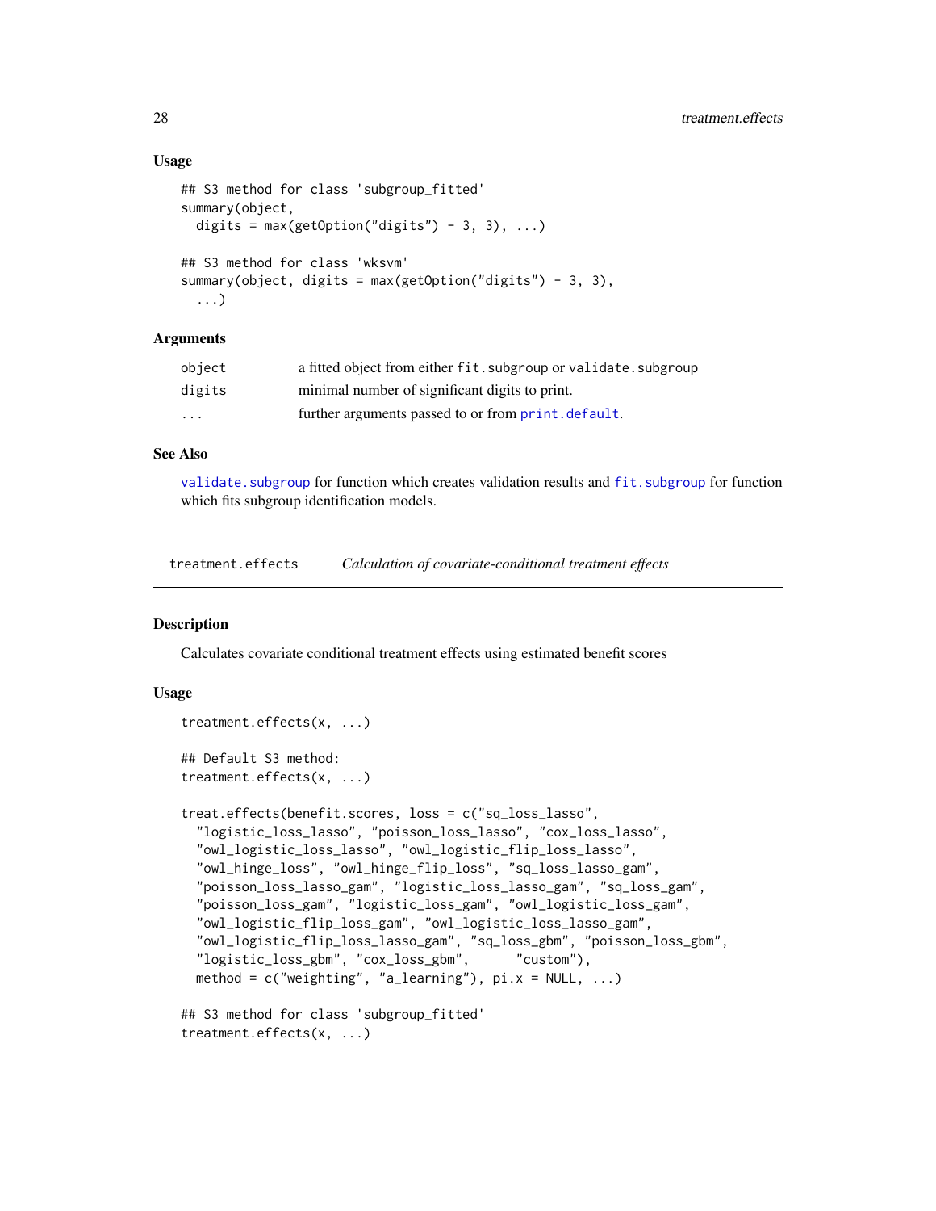### Usage

```
## S3 method for class 'subgroup_fitted'
summary(object,
  digits = max(getOption("digits") - 3, 3), ...)

## S3 method for class 'wksvm'
summary(object, digits = max(getOption("digits") - 3, 3),
  ...)
```

### Arguments

| | |
|---|---|
| object | a fitted object from either `fit.subgroup` or `validate.subgroup` |
| digits | minimal number of significant digits to print. |
| ... | further arguments passed to or from `print.default`. |

### See Also

`validate.subgroup` for function which creates validation results and `fit.subgroup` for function which fits subgroup identification models.

---

## treatment.effects *Calculation of covariate-conditional treatment effects*

### Description

Calculates covariate conditional treatment effects using estimated benefit scores

### Usage

```
treatment.effects(x, ...)

## Default S3 method:
treatment.effects(x, ...)

treat.effects(benefit.scores, loss = c("sq_loss_lasso",
  "logistic_loss_lasso", "poisson_loss_lasso", "cox_loss_lasso",
  "owl_logistic_loss_lasso", "owl_logistic_flip_loss_lasso",
  "owl_hinge_loss", "owl_hinge_flip_loss", "sq_loss_lasso_gam",
  "poisson_loss_lasso_gam", "logistic_loss_lasso_gam", "sq_loss_gam",
  "poisson_loss_gam", "logistic_loss_gam", "owl_logistic_loss_gam",
  "owl_logistic_flip_loss_gam", "owl_logistic_loss_lasso_gam",
  "owl_logistic_flip_loss_lasso_gam", "sq_loss_gbm", "poisson_loss_gbm",
  "logistic_loss_gbm", "cox_loss_gbm",      "custom"),
  method = c("weighting", "a_learning"), pi.x = NULL, ...)

## S3 method for class 'subgroup_fitted'
treatment.effects(x, ...)
```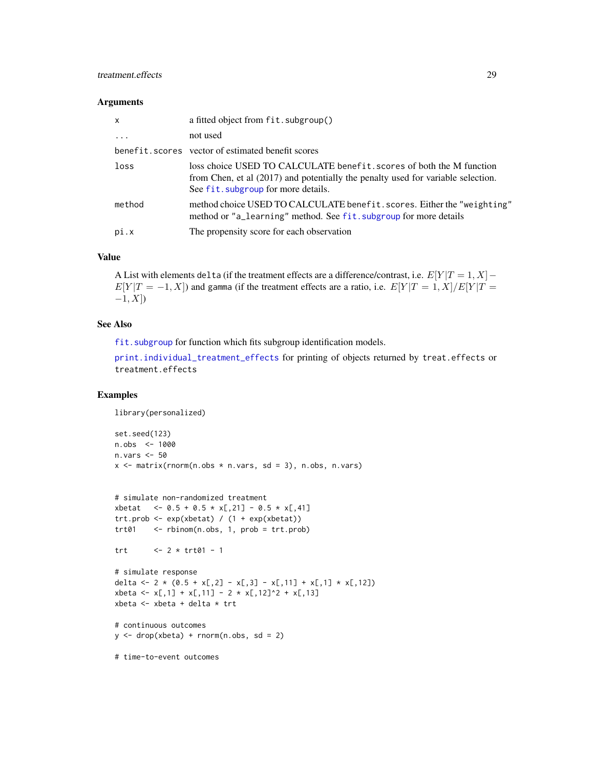### Arguments

| | |
|---|---|
| x | a fitted object from `fit.subgroup()` |
| ... | not used |
| benefit.scores | vector of estimated benefit scores |
| loss | loss choice USED TO CALCULATE `benefit.scores` of both the M function from Chen, et al (2017) and potentially the penalty used for variable selection. See `fit.subgroup` for more details. |
| method | method choice USED TO CALCULATE `benefit.scores`. Either the `"weighting"` method or `"a_learning"` method. See `fit.subgroup` for more details |
| pi.x | The propensity score for each observation |

### Value

A List with elements `delta` (if the treatment effects are a difference/contrast, i.e. $E[Y|T=1,X]-E[Y|T=-1,X]$) and `gamma` (if the treatment effects are a ratio, i.e. $E[Y|T=1,X]/E[Y|T=-1,X]$)

### See Also

`fit.subgroup` for function which fits subgroup identification models.

`print.individual_treatment_effects` for printing of objects returned by `treat.effects` or `treatment.effects`

### Examples

```
library(personalized)

set.seed(123)
n.obs  <- 1000
n.vars <- 50
x <- matrix(rnorm(n.obs * n.vars, sd = 3), n.obs, n.vars)


# simulate non-randomized treatment
xbetat   <- 0.5 + 0.5 * x[,21] - 0.5 * x[,41]
trt.prob <- exp(xbetat) / (1 + exp(xbetat))
trt01    <- rbinom(n.obs, 1, prob = trt.prob)

trt      <- 2 * trt01 - 1

# simulate response
delta <- 2 * (0.5 + x[,2] - x[,3] - x[,11] + x[,1] * x[,12])
xbeta <- x[,1] + x[,11] - 2 * x[,12]^2 + x[,13]
xbeta <- xbeta + delta * trt

# continuous outcomes
y <- drop(xbeta) + rnorm(n.obs, sd = 2)

# time-to-event outcomes
```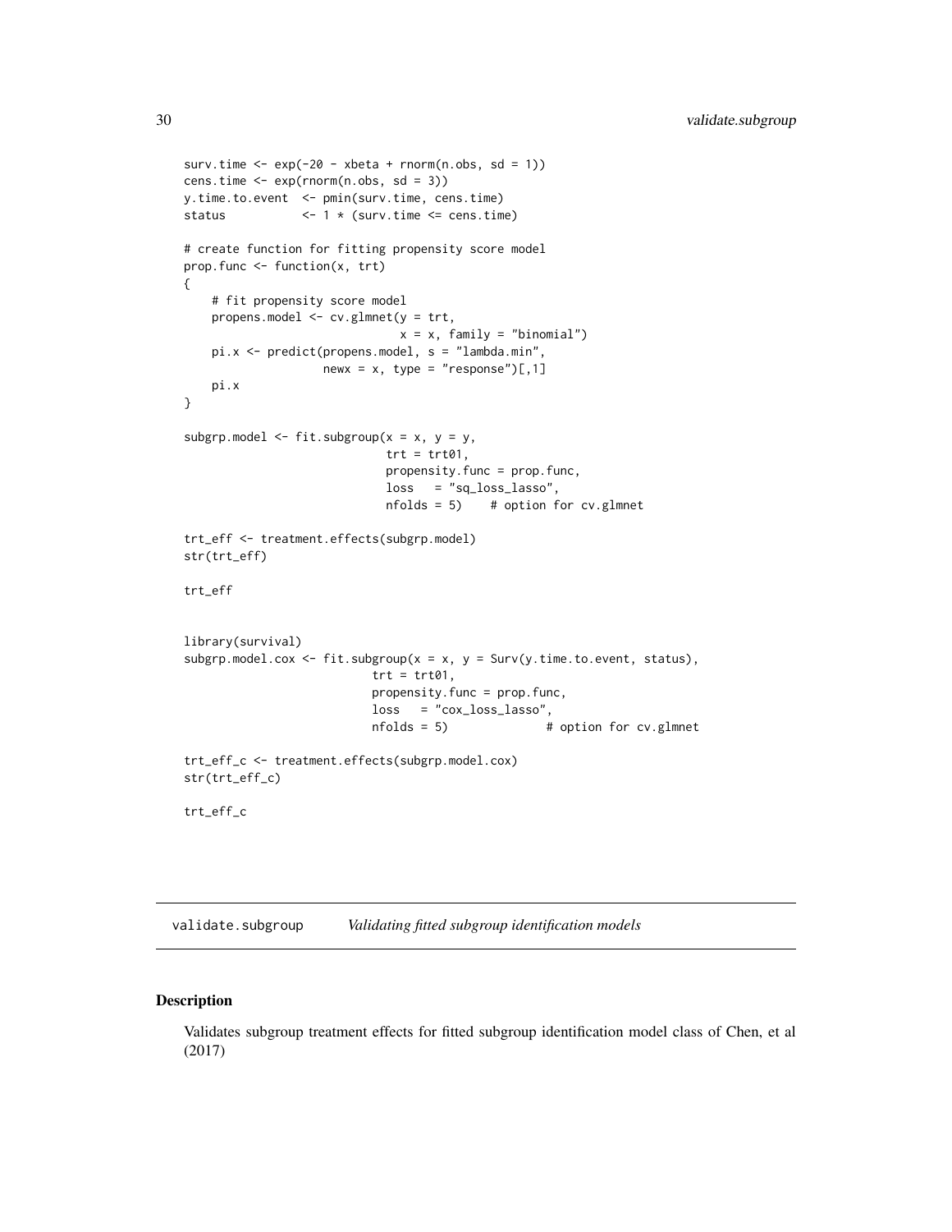```
surv.time <- exp(-20 - xbeta + rnorm(n.obs, sd = 1))
cens.time <- exp(rnorm(n.obs, sd = 3))
y.time.to.event  <- pmin(surv.time, cens.time)
status           <- 1 * (surv.time <= cens.time)

# create function for fitting propensity score model
prop.func <- function(x, trt)
{
    # fit propensity score model
    propens.model <- cv.glmnet(y = trt,
                               x = x, family = "binomial")
    pi.x <- predict(propens.model, s = "lambda.min",
                    newx = x, type = "response")[,1]
    pi.x
}

subgrp.model <- fit.subgroup(x = x, y = y,
                             trt = trt01,
                             propensity.func = prop.func,
                             loss   = "sq_loss_lasso",
                             nfolds = 5)    # option for cv.glmnet

trt_eff <- treatment.effects(subgrp.model)
str(trt_eff)

trt_eff


library(survival)
subgrp.model.cox <- fit.subgroup(x = x, y = Surv(y.time.to.event, status),
                           trt = trt01,
                           propensity.func = prop.func,
                           loss   = "cox_loss_lasso",
                           nfolds = 5)              # option for cv.glmnet

trt_eff_c <- treatment.effects(subgrp.model.cox)
str(trt_eff_c)

trt_eff_c
```

## validate.subgroup *Validating fitted subgroup identification models*

### Description

Validates subgroup treatment effects for fitted subgroup identification model class of Chen, et al (2017)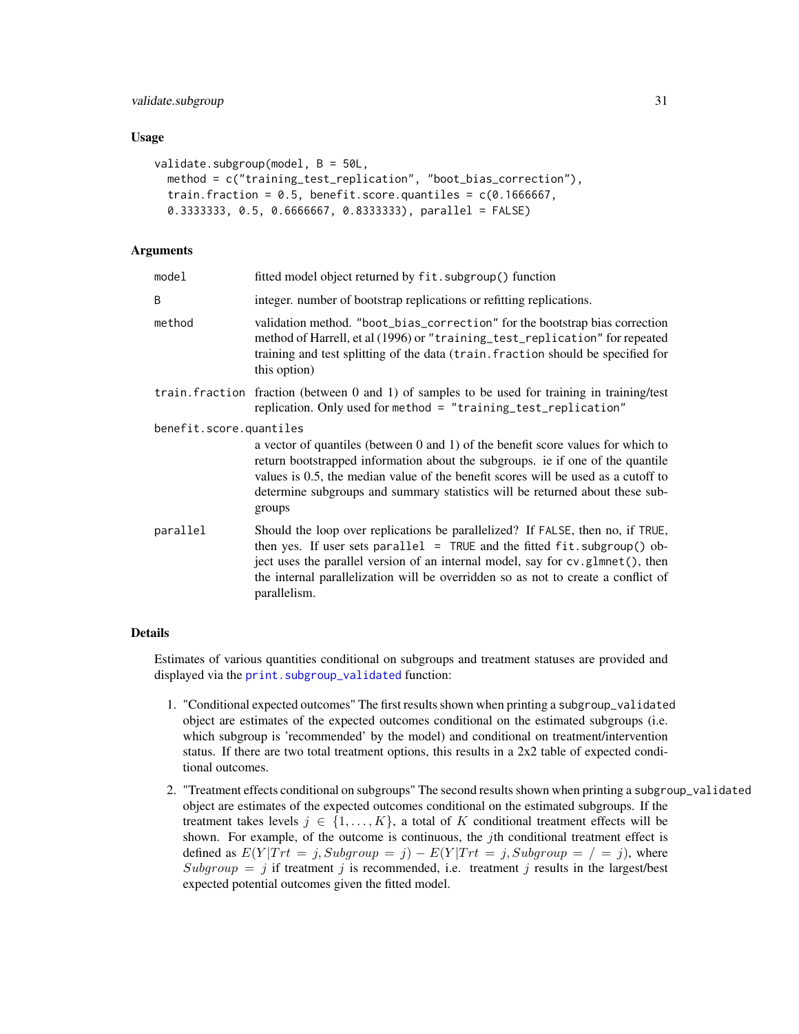### Usage

```
validate.subgroup(model, B = 50L,
  method = c("training_test_replication", "boot_bias_correction"),
  train.fraction = 0.5, benefit.score.quantiles = c(0.1666667,
  0.3333333, 0.5, 0.6666667, 0.8333333), parallel = FALSE)
```

### Arguments

| | |
|---|---|
| `model` | fitted model object returned by `fit.subgroup()` function |
| `B` | integer. number of bootstrap replications or refitting replications. |
| `method` | validation method. `"boot_bias_correction"` for the bootstrap bias correction method of Harrell, et al (1996) or `"training_test_replication"` for repeated training and test splitting of the data (`train.fraction` should be specified for this option) |
| `train.fraction` | fraction (between 0 and 1) of samples to be used for training in training/test replication. Only used for `method = "training_test_replication"` |
| `benefit.score.quantiles` | a vector of quantiles (between 0 and 1) of the benefit score values for which to return bootstrapped information about the subgroups. ie if one of the quantile values is 0.5, the median value of the benefit scores will be used as a cutoff to determine subgroups and summary statistics will be returned about these subgroups |
| `parallel` | Should the loop over replications be parallelized? If `FALSE`, then no, if `TRUE`, then yes. If user sets `parallel = TRUE` and the fitted `fit.subgroup()` object uses the parallel version of an internal model, say for `cv.glmnet()`, then the internal parallelization will be overridden so as not to create a conflict of parallelism. |

### Details

Estimates of various quantities conditional on subgroups and treatment statuses are provided and displayed via the `print.subgroup_validated` function:

1. "Conditional expected outcomes" The first results shown when printing a `subgroup_validated` object are estimates of the expected outcomes conditional on the estimated subgroups (i.e. which subgroup is 'recommended' by the model) and conditional on treatment/intervention status. If there are two total treatment options, this results in a 2x2 table of expected conditional outcomes.
2. "Treatment effects conditional on subgroups" The second results shown when printing a `subgroup_validated` object are estimates of the expected outcomes conditional on the estimated subgroups. If the treatment takes levels $j \in \{1, \dots, K\}$, a total of $K$ conditional treatment effects will be shown. For example, of the outcome is continuous, the $j$th conditional treatment effect is defined as $E(Y|Trt = j, Subgroup = j) - E(Y|Trt = j, Subgroup = / = j)$, where $Subgroup = j$ if treatment $j$ is recommended, i.e. treatment $j$ results in the largest/best expected potential outcomes given the fitted model.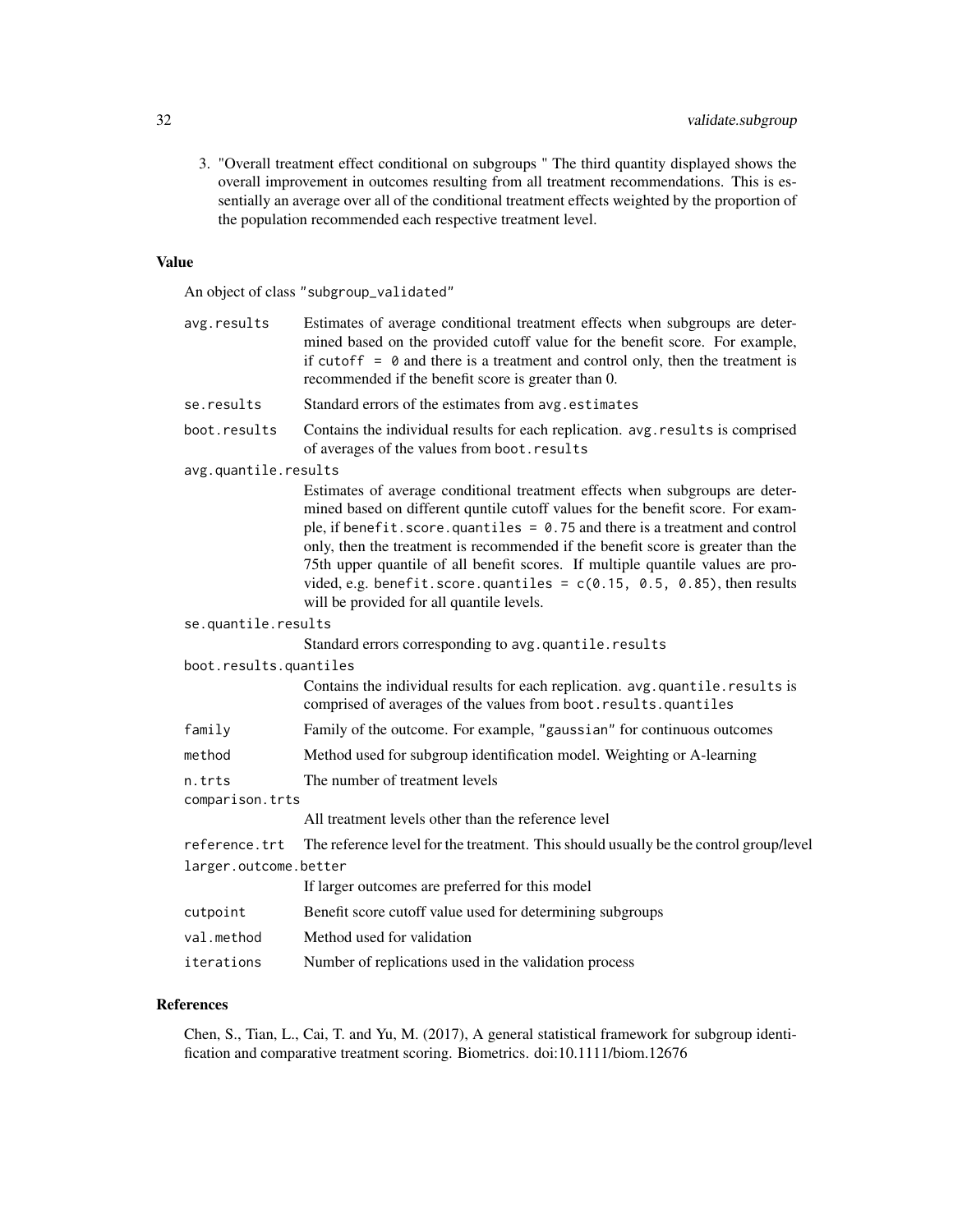3. "Overall treatment effect conditional on subgroups " The third quantity displayed shows the overall improvement in outcomes resulting from all treatment recommendations. This is essentially an average over all of the conditional treatment effects weighted by the proportion of the population recommended each respective treatment level.

## Value

An object of class "subgroup_validated"

`avg.results` Estimates of average conditional treatment effects when subgroups are determined based on the provided cutoff value for the benefit score. For example, if `cutoff = 0` and there is a treatment and control only, then the treatment is recommended if the benefit score is greater than 0.

`se.results` Standard errors of the estimates from `avg.estimates`

`boot.results` Contains the individual results for each replication. `avg.results` is comprised of averages of the values from `boot.results`

`avg.quantile.results` Estimates of average conditional treatment effects when subgroups are determined based on different quntile cutoff values for the benefit score. For example, if `benefit.score.quantiles = 0.75` and there is a treatment and control only, then the treatment is recommended if the benefit score is greater than the 75th upper quantile of all benefit scores. If multiple quantile values are provided, e.g. `benefit.score.quantiles = c(0.15, 0.5, 0.85)`, then results will be provided for all quantile levels.

`se.quantile.results` Standard errors corresponding to `avg.quantile.results`

`boot.results.quantiles` Contains the individual results for each replication. `avg.quantile.results` is comprised of averages of the values from `boot.results.quantiles`

`family` Family of the outcome. For example, "gaussian" for continuous outcomes

`method` Method used for subgroup identification model. Weighting or A-learning

`n.trts` The number of treatment levels

`comparison.trts` All treatment levels other than the reference level

`reference.trt` The reference level for the treatment. This should usually be the control group/level

`larger.outcome.better` If larger outcomes are preferred for this model

`cutpoint` Benefit score cutoff value used for determining subgroups

`val.method` Method used for validation

`iterations` Number of replications used in the validation process

## References

Chen, S., Tian, L., Cai, T. and Yu, M. (2017), A general statistical framework for subgroup identification and comparative treatment scoring. Biometrics. doi:10.1111/biom.12676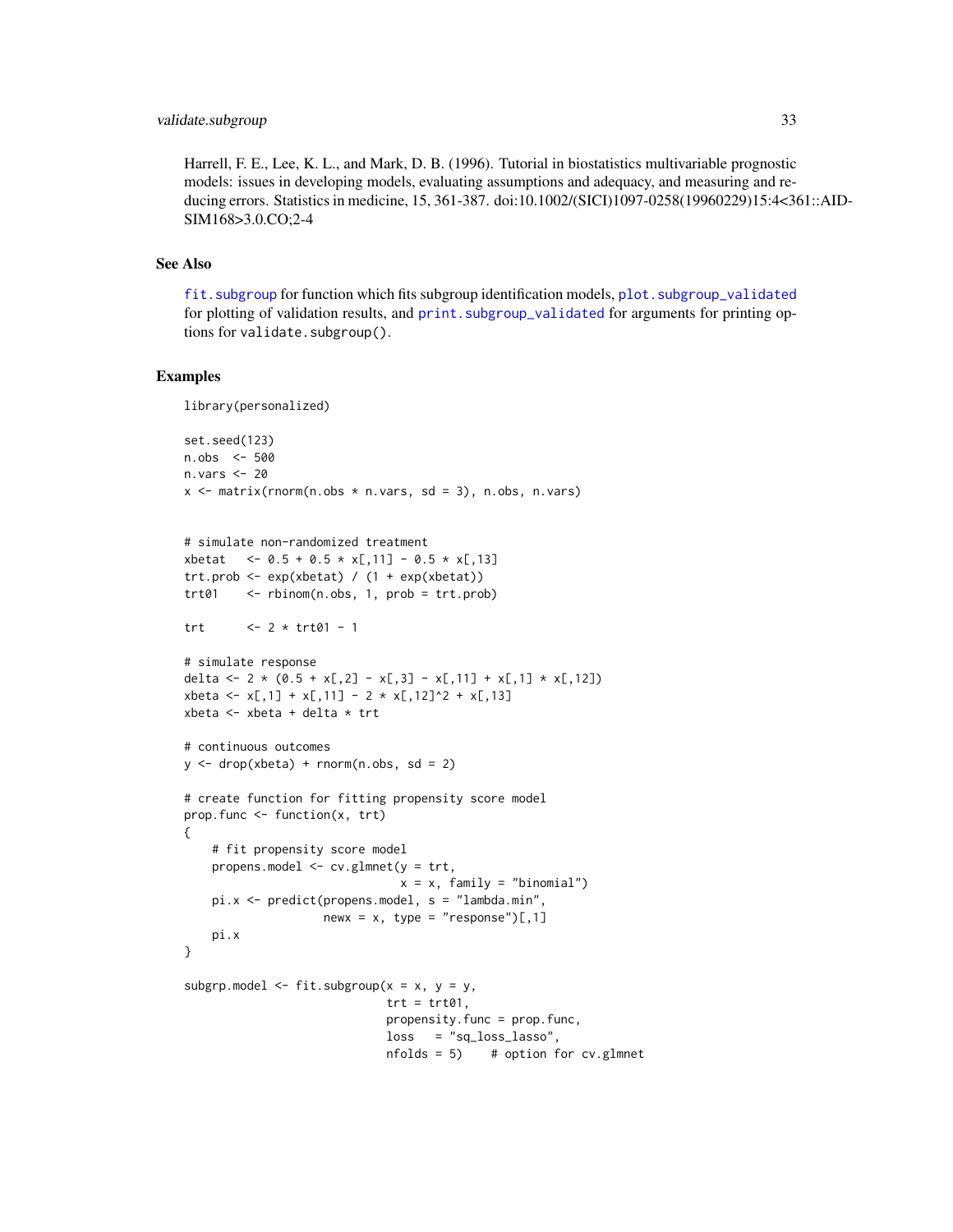Harrell, F. E., Lee, K. L., and Mark, D. B. (1996). Tutorial in biostatistics multivariable prognostic models: issues in developing models, evaluating assumptions and adequacy, and measuring and reducing errors. Statistics in medicine, 15, 361-387. doi:10.1002/(SICI)1097-0258(19960229)15:4<361::AID-SIM168>3.0.CO;2-4

## See Also

`fit.subgroup` for function which fits subgroup identification models, `plot.subgroup_validated` for plotting of validation results, and `print.subgroup_validated` for arguments for printing options for `validate.subgroup()`.

## Examples

```
library(personalized)

set.seed(123)
n.obs  <- 500
n.vars <- 20
x <- matrix(rnorm(n.obs * n.vars, sd = 3), n.obs, n.vars)


# simulate non-randomized treatment
xbetat   <- 0.5 + 0.5 * x[,11] - 0.5 * x[,13]
trt.prob <- exp(xbetat) / (1 + exp(xbetat))
trt01    <- rbinom(n.obs, 1, prob = trt.prob)

trt      <- 2 * trt01 - 1

# simulate response
delta <- 2 * (0.5 + x[,2] - x[,3] - x[,11] + x[,1] * x[,12])
xbeta <- x[,1] + x[,11] - 2 * x[,12]^2 + x[,13]
xbeta <- xbeta + delta * trt

# continuous outcomes
y <- drop(xbeta) + rnorm(n.obs, sd = 2)

# create function for fitting propensity score model
prop.func <- function(x, trt)
{
    # fit propensity score model
    propens.model <- cv.glmnet(y = trt,
                               x = x, family = "binomial")
    pi.x <- predict(propens.model, s = "lambda.min",
                    newx = x, type = "response")[,1]
    pi.x
}

subgrp.model <- fit.subgroup(x = x, y = y,
                             trt = trt01,
                             propensity.func = prop.func,
                             loss   = "sq_loss_lasso",
                             nfolds = 5)    # option for cv.glmnet
```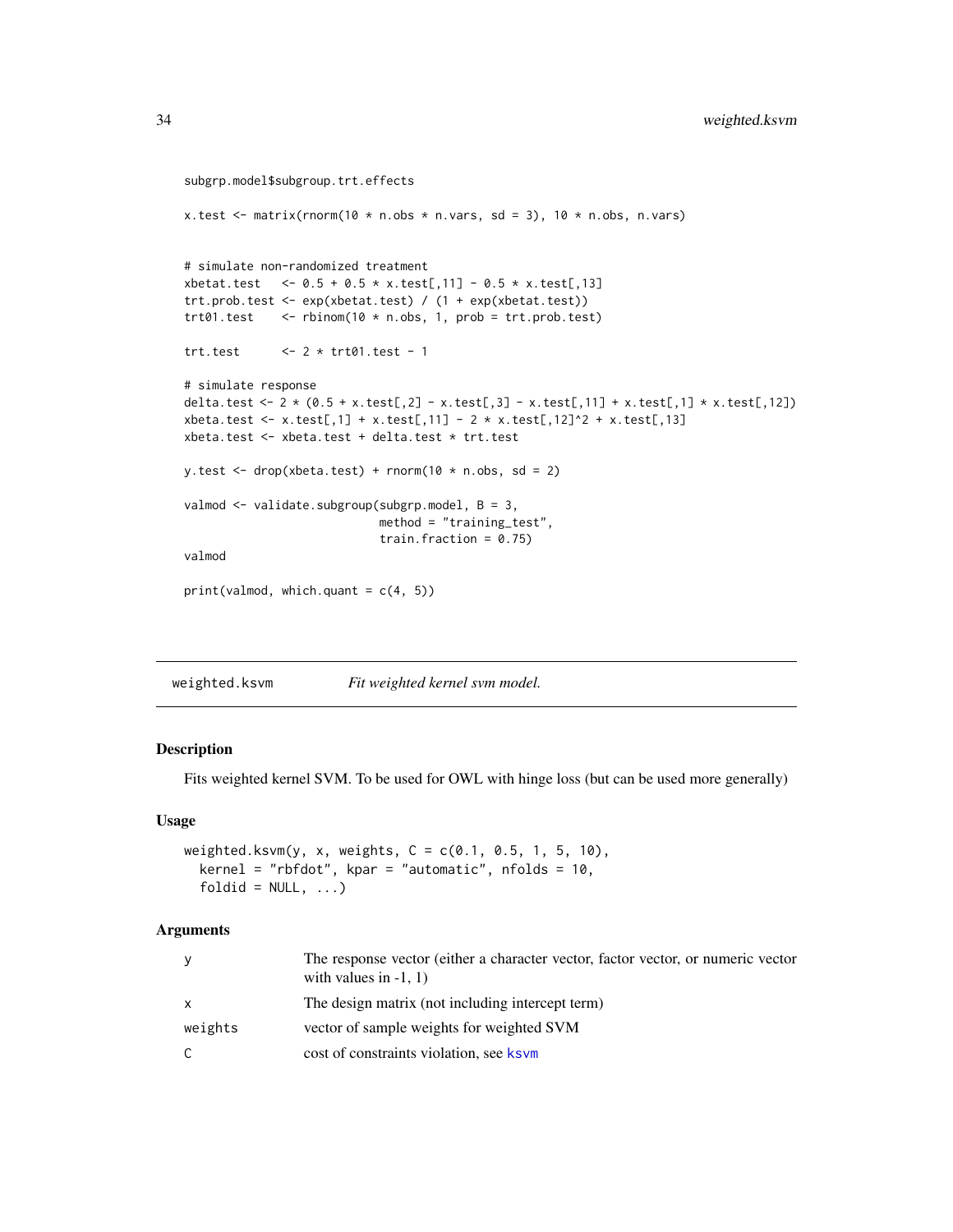```
subgrp.model$subgroup.trt.effects

x.test <- matrix(rnorm(10 * n.obs * n.vars, sd = 3), 10 * n.obs, n.vars)


# simulate non-randomized treatment
xbetat.test   <- 0.5 + 0.5 * x.test[,11] - 0.5 * x.test[,13]
trt.prob.test <- exp(xbetat.test) / (1 + exp(xbetat.test))
trt01.test    <- rbinom(10 * n.obs, 1, prob = trt.prob.test)

trt.test      <- 2 * trt01.test - 1

# simulate response
delta.test <- 2 * (0.5 + x.test[,2] - x.test[,3] - x.test[,11] + x.test[,1] * x.test[,12])
xbeta.test <- x.test[,1] + x.test[,11] - 2 * x.test[,12]^2 + x.test[,13]
xbeta.test <- xbeta.test + delta.test * trt.test

y.test <- drop(xbeta.test) + rnorm(10 * n.obs, sd = 2)

valmod <- validate.subgroup(subgrp.model, B = 3,
                            method = "training_test",
                            train.fraction = 0.75)
valmod

print(valmod, which.quant = c(4, 5))
```

## weighted.ksvm — *Fit weighted kernel svm model.*

### Description

Fits weighted kernel SVM. To be used for OWL with hinge loss (but can be used more generally)

### Usage

```
weighted.ksvm(y, x, weights, C = c(0.1, 0.5, 1, 5, 10),
  kernel = "rbfdot", kpar = "automatic", nfolds = 10,
  foldid = NULL, ...)
```

### Arguments

| | |
|---|---|
| y | The response vector (either a character vector, factor vector, or numeric vector with values in -1, 1) |
| x | The design matrix (not including intercept term) |
| weights | vector of sample weights for weighted SVM |
| C | cost of constraints violation, see ksvm |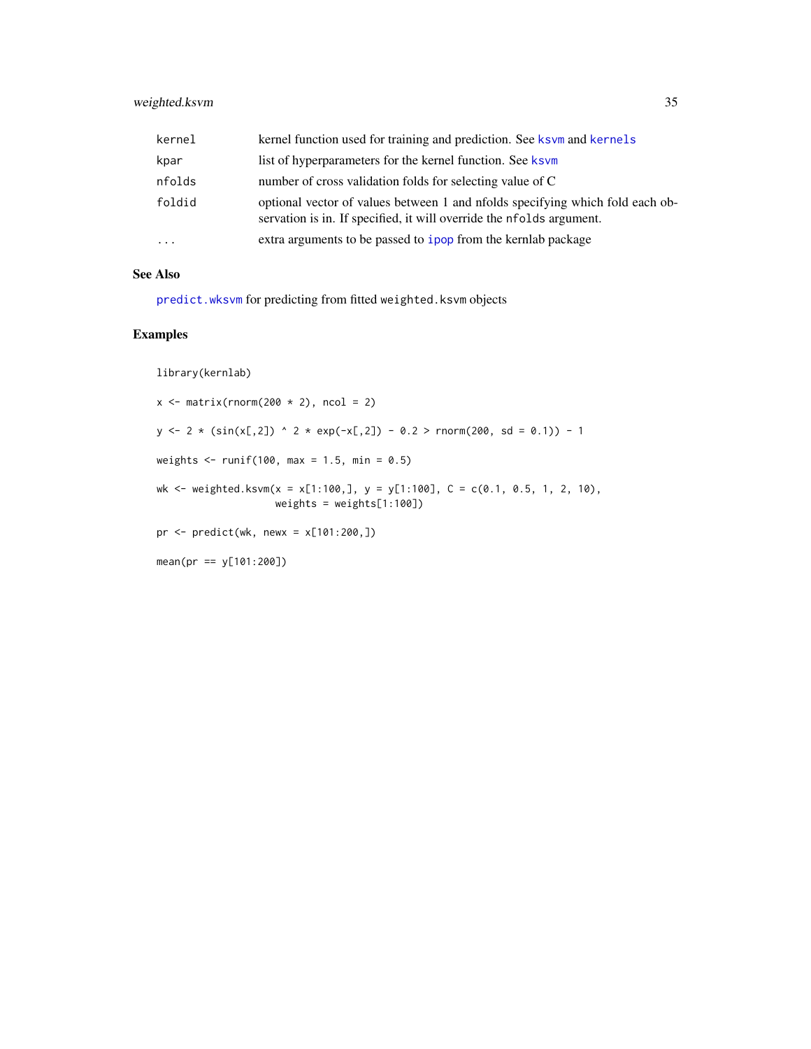| | |
|---|---|
| kernel | kernel function used for training and prediction. See ksvm and kernels |
| kpar | list of hyperparameters for the kernel function. See ksvm |
| nfolds | number of cross validation folds for selecting value of C |
| foldid | optional vector of values between 1 and nfolds specifying which fold each observation is in. If specified, it will override the nfolds argument. |
| ... | extra arguments to be passed to ipop from the kernlab package |

## See Also

predict.wksvm for predicting from fitted weighted.ksvm objects

## Examples

```
library(kernlab)

x <- matrix(rnorm(200 * 2), ncol = 2)

y <- 2 * (sin(x[,2]) ^ 2 * exp(-x[,2]) - 0.2 > rnorm(200, sd = 0.1)) - 1

weights <- runif(100, max = 1.5, min = 0.5)

wk <- weighted.ksvm(x = x[1:100,], y = y[1:100], C = c(0.1, 0.5, 1, 2, 10),
                    weights = weights[1:100])

pr <- predict(wk, newx = x[101:200,])

mean(pr == y[101:200])
```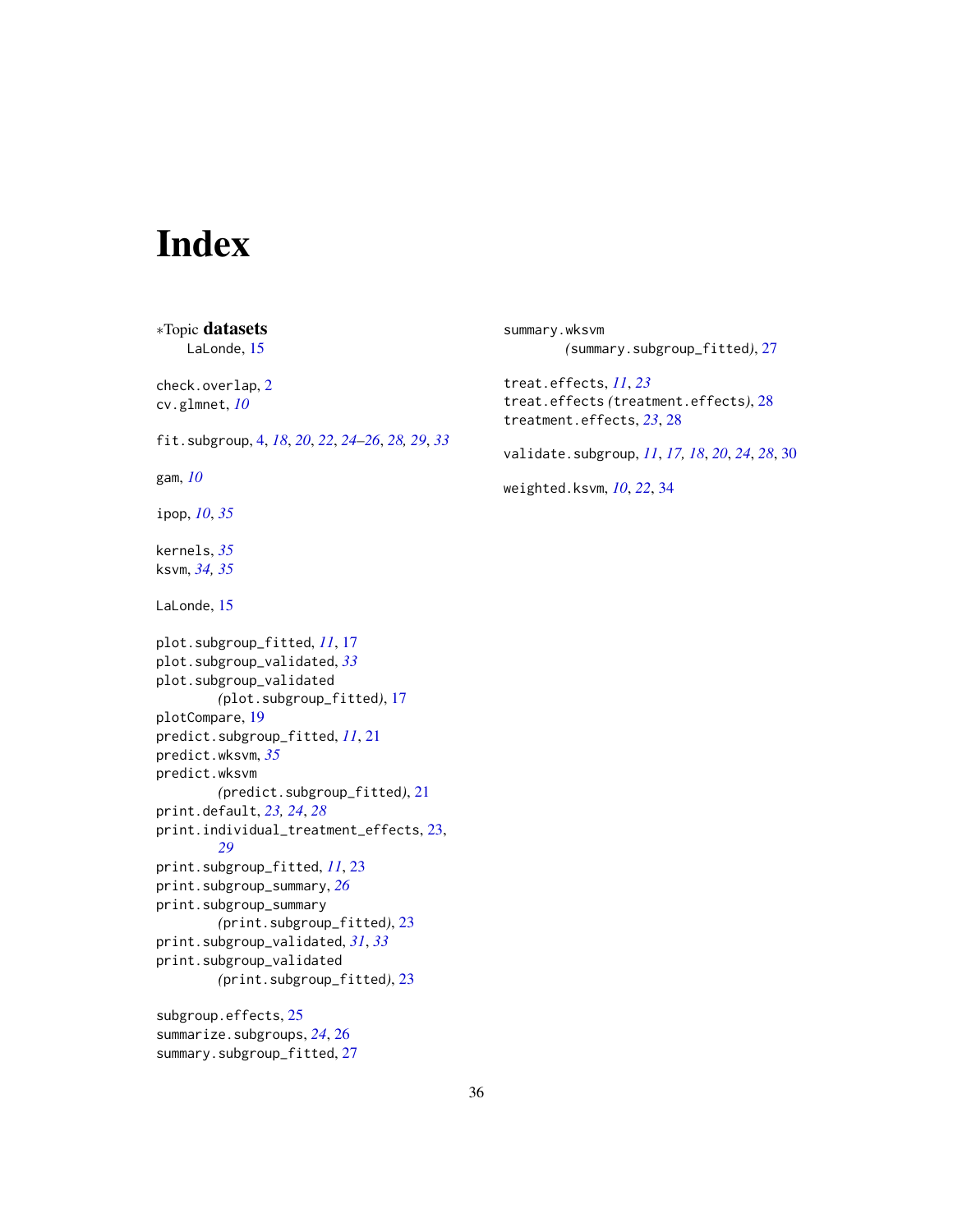# Index

∗Topic **datasets**
  LaLonde, 15

check.overlap, 2
cv.glmnet, *10*

fit.subgroup, 4, *18*, *20*, *22*, *24–26*, *28*, *29*, *33*

gam, *10*

ipop, *10*, *35*

kernels, *35*
ksvm, *34*, *35*

LaLonde, 15

plot.subgroup_fitted, *11*, 17
plot.subgroup_validated, *33*
plot.subgroup_validated
  (plot.subgroup_fitted), 17
plotCompare, 19
predict.subgroup_fitted, *11*, 21
predict.wksvm, *35*
predict.wksvm
  (predict.subgroup_fitted), 21
print.default, *23*, *24*, *28*
print.individual_treatment_effects, 23, *29*
print.subgroup_fitted, *11*, 23
print.subgroup_summary, *26*
print.subgroup_summary
  (print.subgroup_fitted), 23
print.subgroup_validated, *31*, *33*
print.subgroup_validated
  (print.subgroup_fitted), 23

subgroup.effects, 25
summarize.subgroups, *24*, 26
summary.subgroup_fitted, 27
summary.wksvm
  (summary.subgroup_fitted), 27

treat.effects, *11*, *23*
treat.effects (treatment.effects), 28
treatment.effects, *23*, 28

validate.subgroup, *11*, *17*, *18*, *20*, *24*, *28*, 30

weighted.ksvm, *10*, *22*, 34